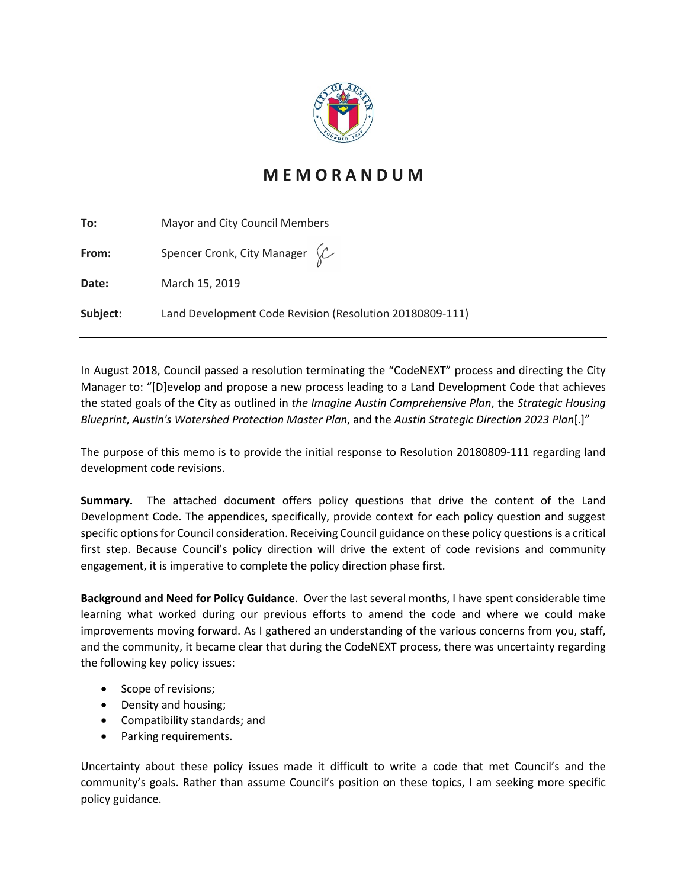# MEMORANDUM

**To:** Mayor and City Council Members

**From:** Spencer Cronk, City Manager

**Date:** March 15, 2019

**Subject:** Land Development Code Revision (Resolution 20180809-111)

---

In August 2018, Council passed a resolution terminating the "CodeNEXT" process and directing the City Manager to: "[D]evelop and propose a new process leading to a Land Development Code that achieves the stated goals of the City as outlined in *the Imagine Austin Comprehensive Plan*, the *Strategic Housing Blueprint*, *Austin's Watershed Protection Master Plan*, and the *Austin Strategic Direction 2023 Plan*[.]"

The purpose of this memo is to provide the initial response to Resolution 20180809-111 regarding land development code revisions.

**Summary.** The attached document offers policy questions that drive the content of the Land Development Code. The appendices, specifically, provide context for each policy question and suggest specific options for Council consideration. Receiving Council guidance on these policy questions is a critical first step. Because Council's policy direction will drive the extent of code revisions and community engagement, it is imperative to complete the policy direction phase first.

**Background and Need for Policy Guidance**. Over the last several months, I have spent considerable time learning what worked during our previous efforts to amend the code and where we could make improvements moving forward. As I gathered an understanding of the various concerns from you, staff, and the community, it became clear that during the CodeNEXT process, there was uncertainty regarding the following key policy issues:

- Scope of revisions;
- Density and housing;
- Compatibility standards; and
- Parking requirements.

Uncertainty about these policy issues made it difficult to write a code that met Council's and the community's goals. Rather than assume Council's position on these topics, I am seeking more specific policy guidance.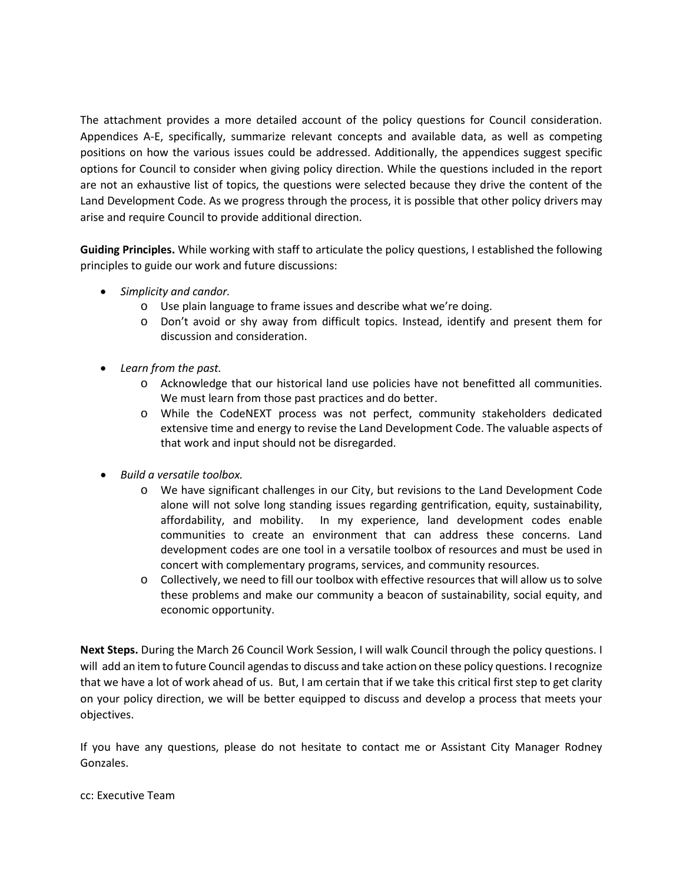The attachment provides a more detailed account of the policy questions for Council consideration. Appendices A-E, specifically, summarize relevant concepts and available data, as well as competing positions on how the various issues could be addressed. Additionally, the appendices suggest specific options for Council to consider when giving policy direction. While the questions included in the report are not an exhaustive list of topics, the questions were selected because they drive the content of the Land Development Code. As we progress through the process, it is possible that other policy drivers may arise and require Council to provide additional direction.

**Guiding Principles.** While working with staff to articulate the policy questions, I established the following principles to guide our work and future discussions:

- *Simplicity and candor.*
    - Use plain language to frame issues and describe what we're doing.
    - Don't avoid or shy away from difficult topics. Instead, identify and present them for discussion and consideration.
- *Learn from the past.*
    - Acknowledge that our historical land use policies have not benefitted all communities. We must learn from those past practices and do better.
    - While the CodeNEXT process was not perfect, community stakeholders dedicated extensive time and energy to revise the Land Development Code. The valuable aspects of that work and input should not be disregarded.
- *Build a versatile toolbox.*
    - We have significant challenges in our City, but revisions to the Land Development Code alone will not solve long standing issues regarding gentrification, equity, sustainability, affordability, and mobility. In my experience, land development codes enable communities to create an environment that can address these concerns. Land development codes are one tool in a versatile toolbox of resources and must be used in concert with complementary programs, services, and community resources.
    - Collectively, we need to fill our toolbox with effective resources that will allow us to solve these problems and make our community a beacon of sustainability, social equity, and economic opportunity.

**Next Steps.** During the March 26 Council Work Session, I will walk Council through the policy questions. I will add an item to future Council agendas to discuss and take action on these policy questions. I recognize that we have a lot of work ahead of us. But, I am certain that if we take this critical first step to get clarity on your policy direction, we will be better equipped to discuss and develop a process that meets your objectives.

If you have any questions, please do not hesitate to contact me or Assistant City Manager Rodney Gonzales.

cc: Executive Team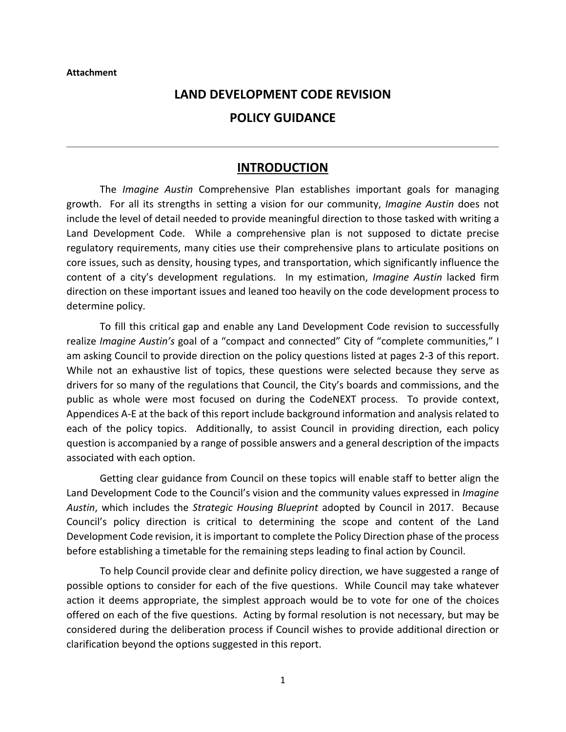**Attachment**

# LAND DEVELOPMENT CODE REVISION

# POLICY GUIDANCE

---

## INTRODUCTION

The *Imagine Austin* Comprehensive Plan establishes important goals for managing growth. For all its strengths in setting a vision for our community, *Imagine Austin* does not include the level of detail needed to provide meaningful direction to those tasked with writing a Land Development Code. While a comprehensive plan is not supposed to dictate precise regulatory requirements, many cities use their comprehensive plans to articulate positions on core issues, such as density, housing types, and transportation, which significantly influence the content of a city's development regulations. In my estimation, *Imagine Austin* lacked firm direction on these important issues and leaned too heavily on the code development process to determine policy.

To fill this critical gap and enable any Land Development Code revision to successfully realize *Imagine Austin's* goal of a "compact and connected" City of "complete communities," I am asking Council to provide direction on the policy questions listed at pages 2-3 of this report. While not an exhaustive list of topics, these questions were selected because they serve as drivers for so many of the regulations that Council, the City's boards and commissions, and the public as whole were most focused on during the CodeNEXT process. To provide context, Appendices A-E at the back of this report include background information and analysis related to each of the policy topics. Additionally, to assist Council in providing direction, each policy question is accompanied by a range of possible answers and a general description of the impacts associated with each option.

Getting clear guidance from Council on these topics will enable staff to better align the Land Development Code to the Council's vision and the community values expressed in *Imagine Austin*, which includes the *Strategic Housing Blueprint* adopted by Council in 2017. Because Council's policy direction is critical to determining the scope and content of the Land Development Code revision, it is important to complete the Policy Direction phase of the process before establishing a timetable for the remaining steps leading to final action by Council.

To help Council provide clear and definite policy direction, we have suggested a range of possible options to consider for each of the five questions. While Council may take whatever action it deems appropriate, the simplest approach would be to vote for one of the choices offered on each of the five questions. Acting by formal resolution is not necessary, but may be considered during the deliberation process if Council wishes to provide additional direction or clarification beyond the options suggested in this report.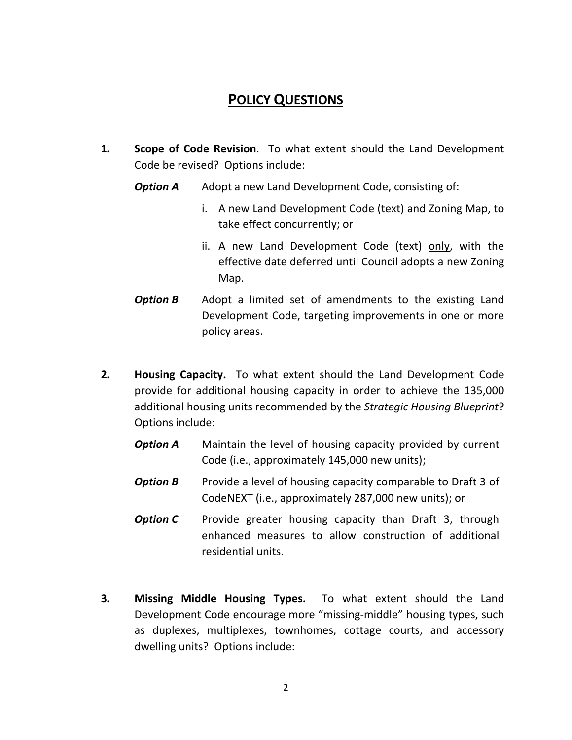## POLICY QUESTIONS

1. **Scope of Code Revision**. To what extent should the Land Development Code be revised? Options include:

   ***Option A*** Adopt a new Land Development Code, consisting of:

   i. A new Land Development Code (text) <u>and</u> Zoning Map, to take effect concurrently; or

   ii. A new Land Development Code (text) <u>only</u>, with the effective date deferred until Council adopts a new Zoning Map.

   ***Option B*** Adopt a limited set of amendments to the existing Land Development Code, targeting improvements in one or more policy areas.

2. **Housing Capacity.** To what extent should the Land Development Code provide for additional housing capacity in order to achieve the 135,000 additional housing units recommended by the *Strategic Housing Blueprint*? Options include:

   ***Option A*** Maintain the level of housing capacity provided by current Code (i.e., approximately 145,000 new units);

   ***Option B*** Provide a level of housing capacity comparable to Draft 3 of CodeNEXT (i.e., approximately 287,000 new units); or

   ***Option C*** Provide greater housing capacity than Draft 3, through enhanced measures to allow construction of additional residential units.

3. **Missing Middle Housing Types.** To what extent should the Land Development Code encourage more "missing-middle" housing types, such as duplexes, multiplexes, townhomes, cottage courts, and accessory dwelling units? Options include: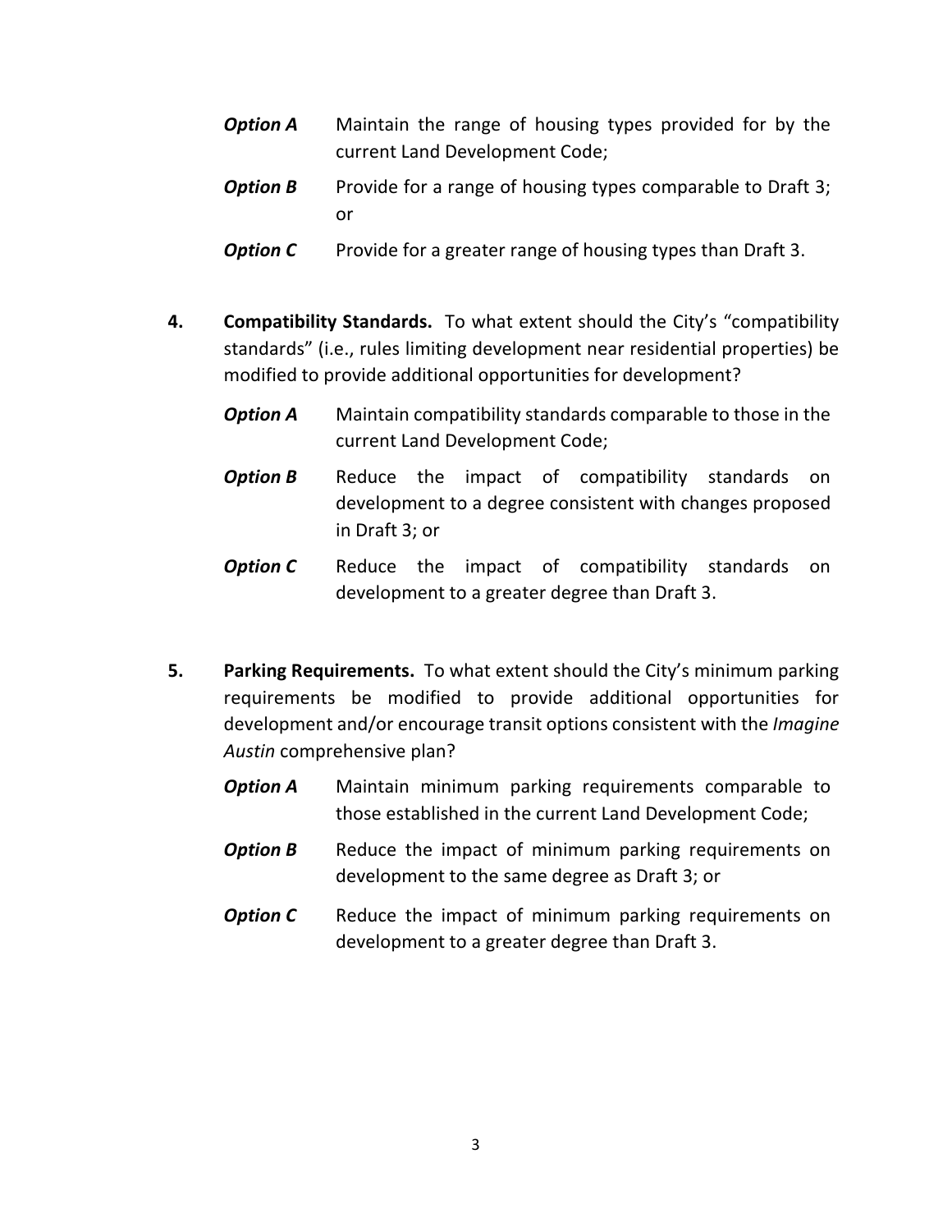***Option A*** Maintain the range of housing types provided for by the current Land Development Code;

***Option B*** Provide for a range of housing types comparable to Draft 3; or

***Option C*** Provide for a greater range of housing types than Draft 3.

4. **Compatibility Standards.** To what extent should the City's "compatibility standards" (i.e., rules limiting development near residential properties) be modified to provide additional opportunities for development?

   ***Option A*** Maintain compatibility standards comparable to those in the current Land Development Code;

   ***Option B*** Reduce the impact of compatibility standards on development to a degree consistent with changes proposed in Draft 3; or

   ***Option C*** Reduce the impact of compatibility standards on development to a greater degree than Draft 3.

5. **Parking Requirements.** To what extent should the City's minimum parking requirements be modified to provide additional opportunities for development and/or encourage transit options consistent with the *Imagine Austin* comprehensive plan?

   ***Option A*** Maintain minimum parking requirements comparable to those established in the current Land Development Code;

   ***Option B*** Reduce the impact of minimum parking requirements on development to the same degree as Draft 3; or

   ***Option C*** Reduce the impact of minimum parking requirements on development to a greater degree than Draft 3.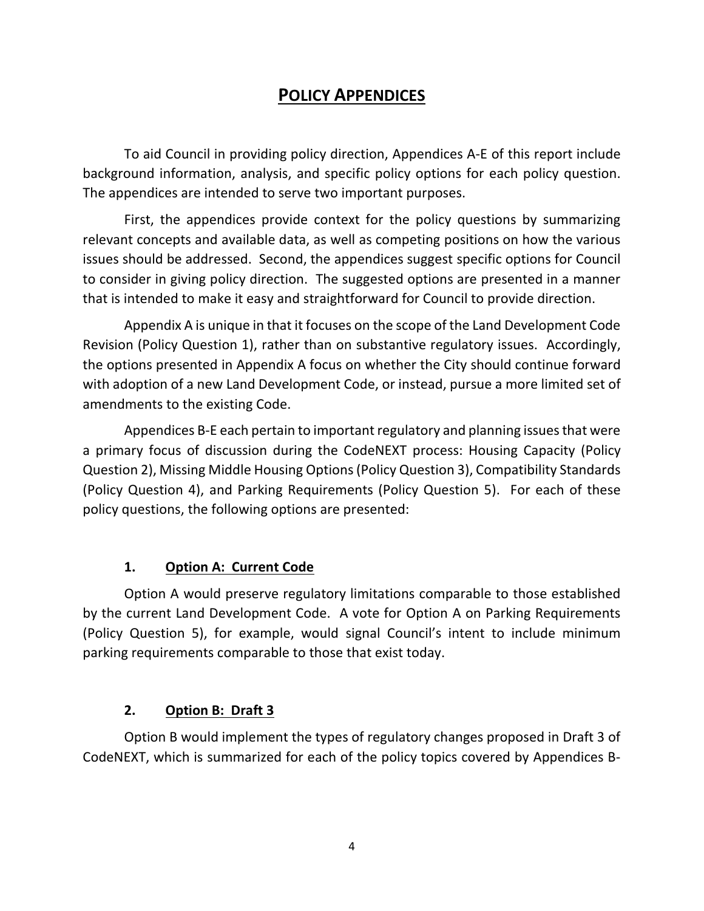# POLICY APPENDICES

To aid Council in providing policy direction, Appendices A-E of this report include background information, analysis, and specific policy options for each policy question. The appendices are intended to serve two important purposes.

First, the appendices provide context for the policy questions by summarizing relevant concepts and available data, as well as competing positions on how the various issues should be addressed. Second, the appendices suggest specific options for Council to consider in giving policy direction. The suggested options are presented in a manner that is intended to make it easy and straightforward for Council to provide direction.

Appendix A is unique in that it focuses on the scope of the Land Development Code Revision (Policy Question 1), rather than on substantive regulatory issues. Accordingly, the options presented in Appendix A focus on whether the City should continue forward with adoption of a new Land Development Code, or instead, pursue a more limited set of amendments to the existing Code.

Appendices B-E each pertain to important regulatory and planning issues that were a primary focus of discussion during the CodeNEXT process: Housing Capacity (Policy Question 2), Missing Middle Housing Options (Policy Question 3), Compatibility Standards (Policy Question 4), and Parking Requirements (Policy Question 5). For each of these policy questions, the following options are presented:

### 1. Option A: Current Code

Option A would preserve regulatory limitations comparable to those established by the current Land Development Code. A vote for Option A on Parking Requirements (Policy Question 5), for example, would signal Council's intent to include minimum parking requirements comparable to those that exist today.

### 2. Option B: Draft 3

Option B would implement the types of regulatory changes proposed in Draft 3 of CodeNEXT, which is summarized for each of the policy topics covered by Appendices B-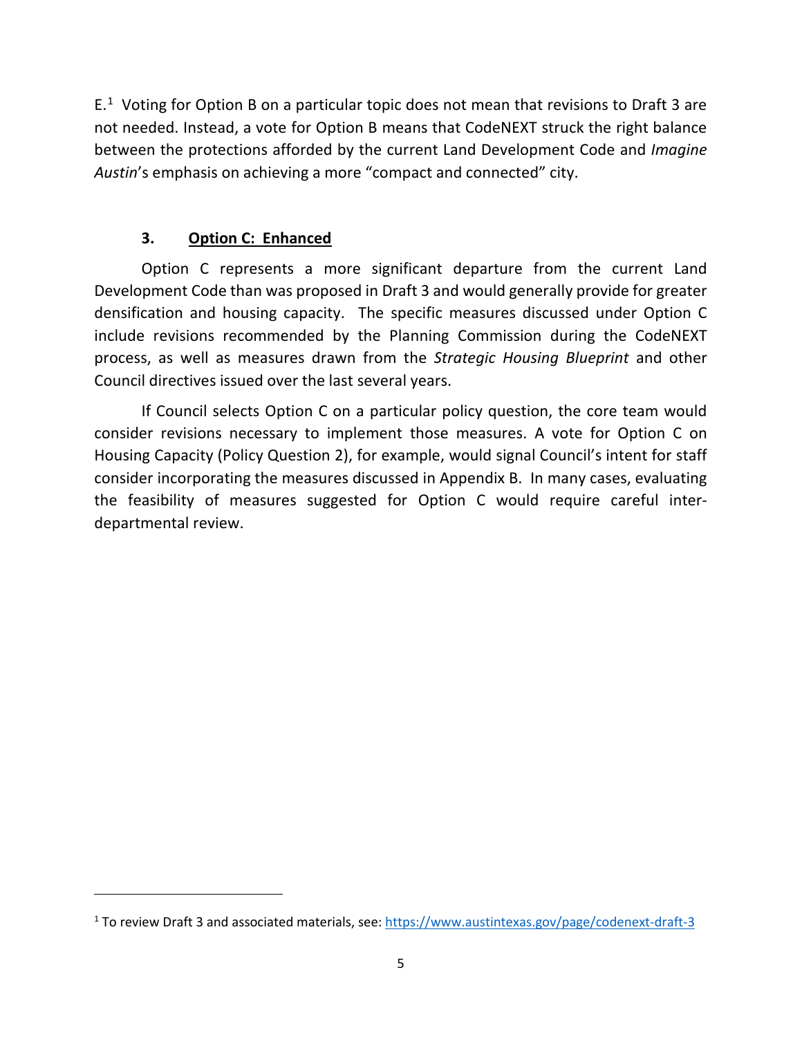E.[1] Voting for Option B on a particular topic does not mean that revisions to Draft 3 are not needed. Instead, a vote for Option B means that CodeNEXT struck the right balance between the protections afforded by the current Land Development Code and *Imagine Austin*'s emphasis on achieving a more "compact and connected" city.

### 3. Option C: Enhanced

Option C represents a more significant departure from the current Land Development Code than was proposed in Draft 3 and would generally provide for greater densification and housing capacity. The specific measures discussed under Option C include revisions recommended by the Planning Commission during the CodeNEXT process, as well as measures drawn from the *Strategic Housing Blueprint* and other Council directives issued over the last several years.

If Council selects Option C on a particular policy question, the core team would consider revisions necessary to implement those measures. A vote for Option C on Housing Capacity (Policy Question 2), for example, would signal Council's intent for staff consider incorporating the measures discussed in Appendix B. In many cases, evaluating the feasibility of measures suggested for Option C would require careful inter-departmental review.

---

[1] To review Draft 3 and associated materials, see: https://www.austintexas.gov/page/codenext-draft-3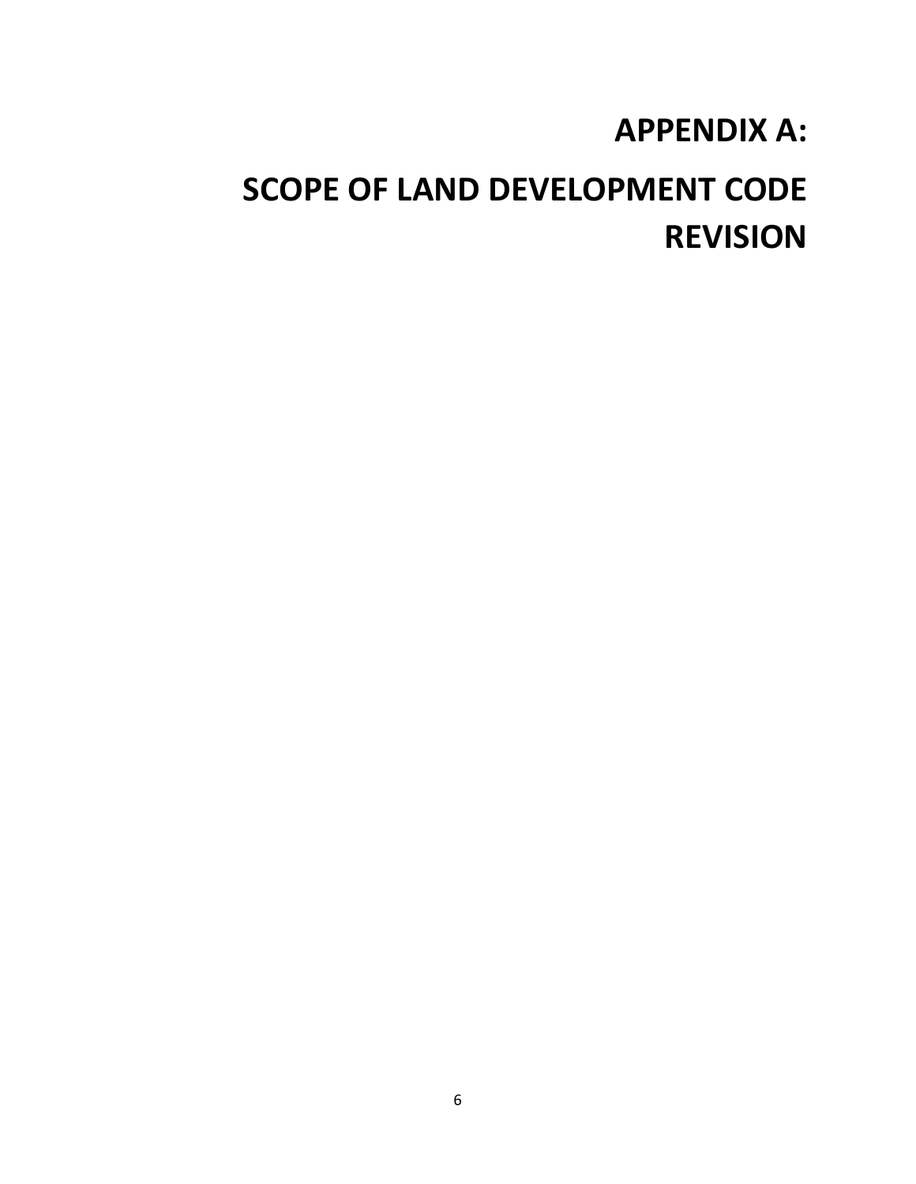# APPENDIX A:

# SCOPE OF LAND DEVELOPMENT CODE REVISION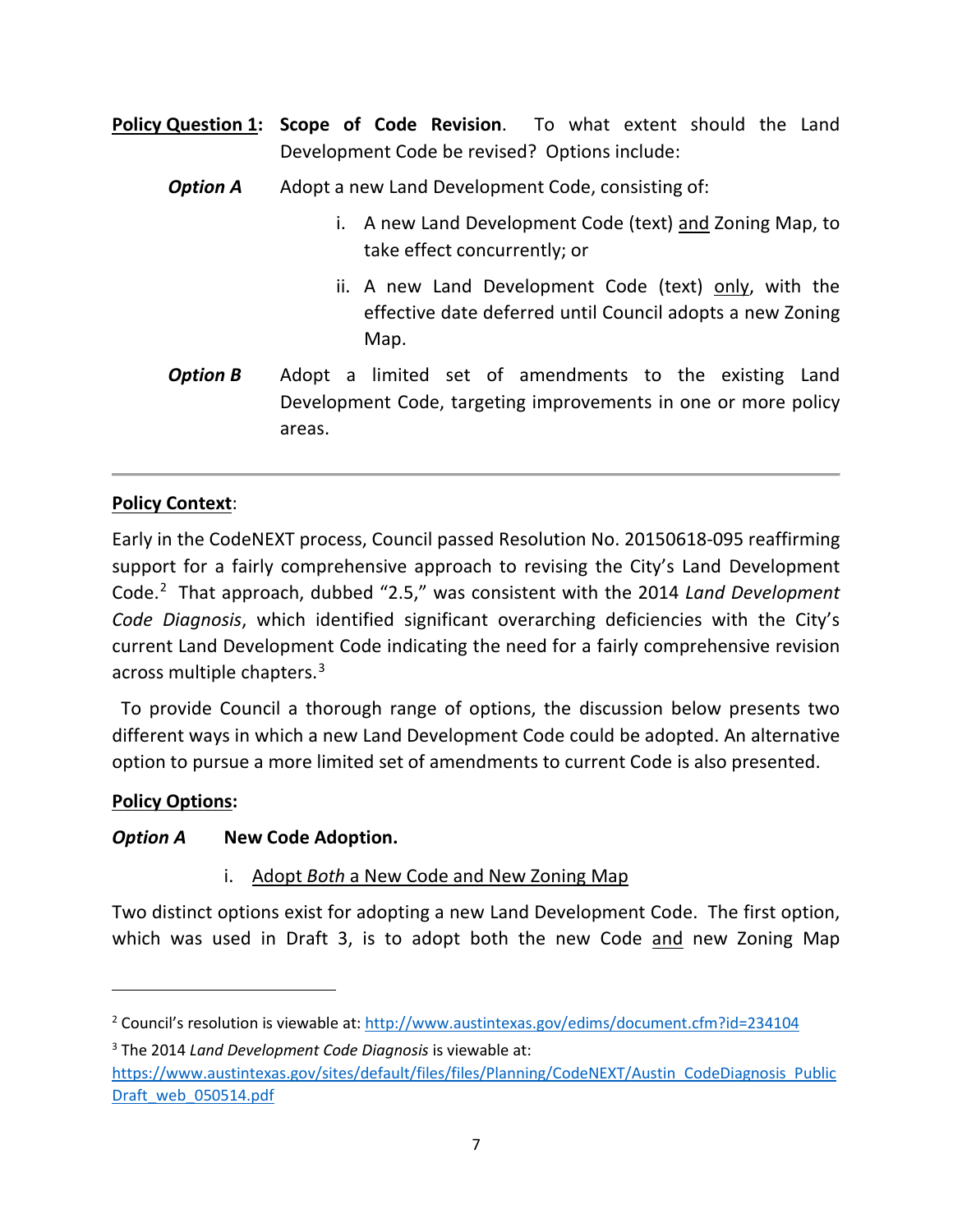**Policy Question 1**: **Scope of Code Revision**. To what extent should the Land Development Code be revised? Options include:

***Option A*** Adopt a new Land Development Code, consisting of:

i. A new Land Development Code (text) and Zoning Map, to take effect concurrently; or

ii. A new Land Development Code (text) only, with the effective date deferred until Council adopts a new Zoning Map.

***Option B*** Adopt a limited set of amendments to the existing Land Development Code, targeting improvements in one or more policy areas.

---

**Policy Context**:

Early in the CodeNEXT process, Council passed Resolution No. 20150618-095 reaffirming support for a fairly comprehensive approach to revising the City's Land Development Code.[2] That approach, dubbed "2.5," was consistent with the 2014 *Land Development Code Diagnosis*, which identified significant overarching deficiencies with the City's current Land Development Code indicating the need for a fairly comprehensive revision across multiple chapters.[3]

To provide Council a thorough range of options, the discussion below presents two different ways in which a new Land Development Code could be adopted. An alternative option to pursue a more limited set of amendments to current Code is also presented.

**Policy Options:**

***Option A*** **New Code Adoption.**

i. Adopt *Both* a New Code and New Zoning Map

Two distinct options exist for adopting a new Land Development Code. The first option, which was used in Draft 3, is to adopt both the new Code and new Zoning Map

---

[2] Council's resolution is viewable at: http://www.austintexas.gov/edims/document.cfm?id=234104

[3] The 2014 *Land Development Code Diagnosis* is viewable at: https://www.austintexas.gov/sites/default/files/files/Planning/CodeNEXT/Austin_CodeDiagnosis_PublicDraft_web_050514.pdf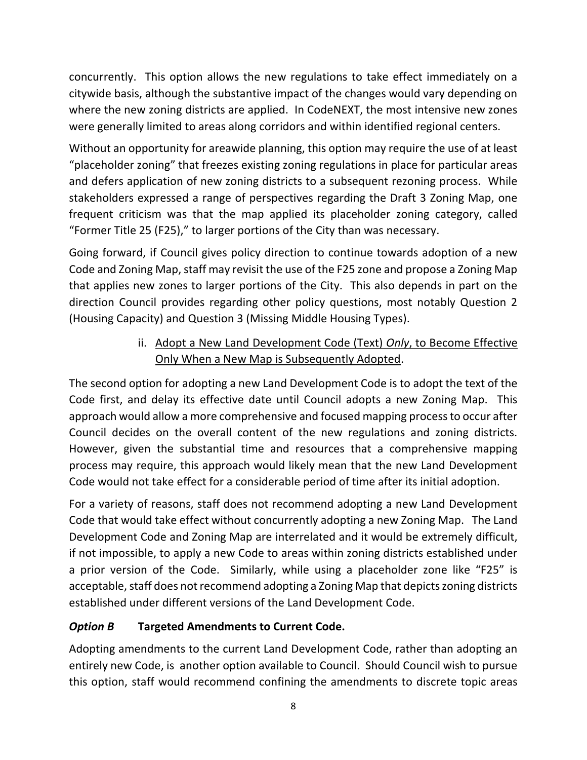concurrently. This option allows the new regulations to take effect immediately on a citywide basis, although the substantive impact of the changes would vary depending on where the new zoning districts are applied. In CodeNEXT, the most intensive new zones were generally limited to areas along corridors and within identified regional centers.

Without an opportunity for areawide planning, this option may require the use of at least "placeholder zoning" that freezes existing zoning regulations in place for particular areas and defers application of new zoning districts to a subsequent rezoning process. While stakeholders expressed a range of perspectives regarding the Draft 3 Zoning Map, one frequent criticism was that the map applied its placeholder zoning category, called "Former Title 25 (F25)," to larger portions of the City than was necessary.

Going forward, if Council gives policy direction to continue towards adoption of a new Code and Zoning Map, staff may revisit the use of the F25 zone and propose a Zoning Map that applies new zones to larger portions of the City. This also depends in part on the direction Council provides regarding other policy questions, most notably Question 2 (Housing Capacity) and Question 3 (Missing Middle Housing Types).

ii. <u>Adopt a New Land Development Code (Text) *Only*, to Become Effective Only When a New Map is Subsequently Adopted</u>.

The second option for adopting a new Land Development Code is to adopt the text of the Code first, and delay its effective date until Council adopts a new Zoning Map. This approach would allow a more comprehensive and focused mapping process to occur after Council decides on the overall content of the new regulations and zoning districts. However, given the substantial time and resources that a comprehensive mapping process may require, this approach would likely mean that the new Land Development Code would not take effect for a considerable period of time after its initial adoption.

For a variety of reasons, staff does not recommend adopting a new Land Development Code that would take effect without concurrently adopting a new Zoning Map. The Land Development Code and Zoning Map are interrelated and it would be extremely difficult, if not impossible, to apply a new Code to areas within zoning districts established under a prior version of the Code. Similarly, while using a placeholder zone like "F25" is acceptable, staff does not recommend adopting a Zoning Map that depicts zoning districts established under different versions of the Land Development Code.

***Option B*** **Targeted Amendments to Current Code.**

Adopting amendments to the current Land Development Code, rather than adopting an entirely new Code, is another option available to Council. Should Council wish to pursue this option, staff would recommend confining the amendments to discrete topic areas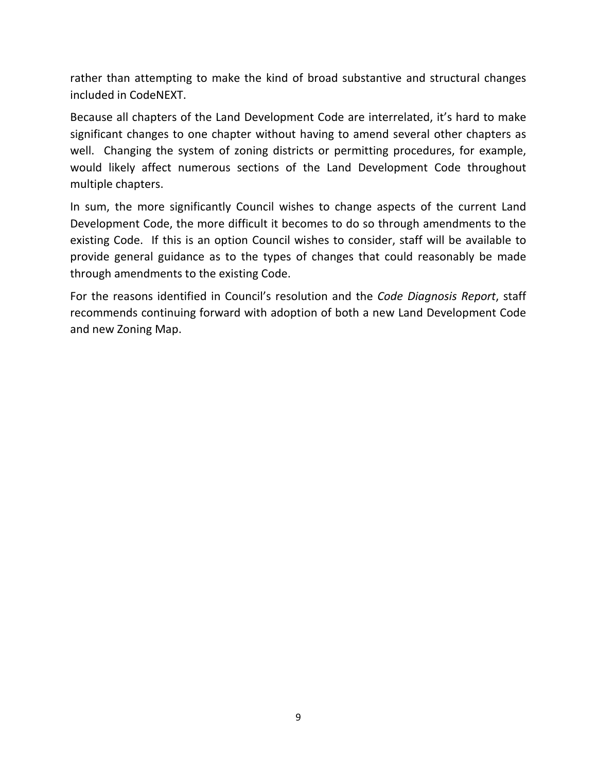rather than attempting to make the kind of broad substantive and structural changes included in CodeNEXT.

Because all chapters of the Land Development Code are interrelated, it's hard to make significant changes to one chapter without having to amend several other chapters as well. Changing the system of zoning districts or permitting procedures, for example, would likely affect numerous sections of the Land Development Code throughout multiple chapters.

In sum, the more significantly Council wishes to change aspects of the current Land Development Code, the more difficult it becomes to do so through amendments to the existing Code. If this is an option Council wishes to consider, staff will be available to provide general guidance as to the types of changes that could reasonably be made through amendments to the existing Code.

For the reasons identified in Council's resolution and the *Code Diagnosis Report*, staff recommends continuing forward with adoption of both a new Land Development Code and new Zoning Map.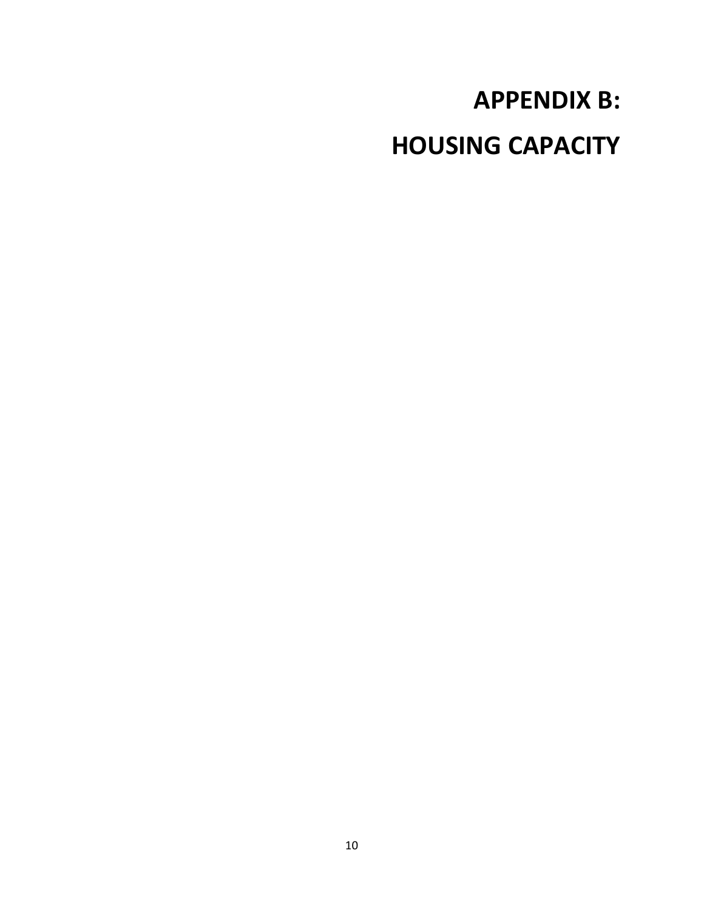# APPENDIX B:

# HOUSING CAPACITY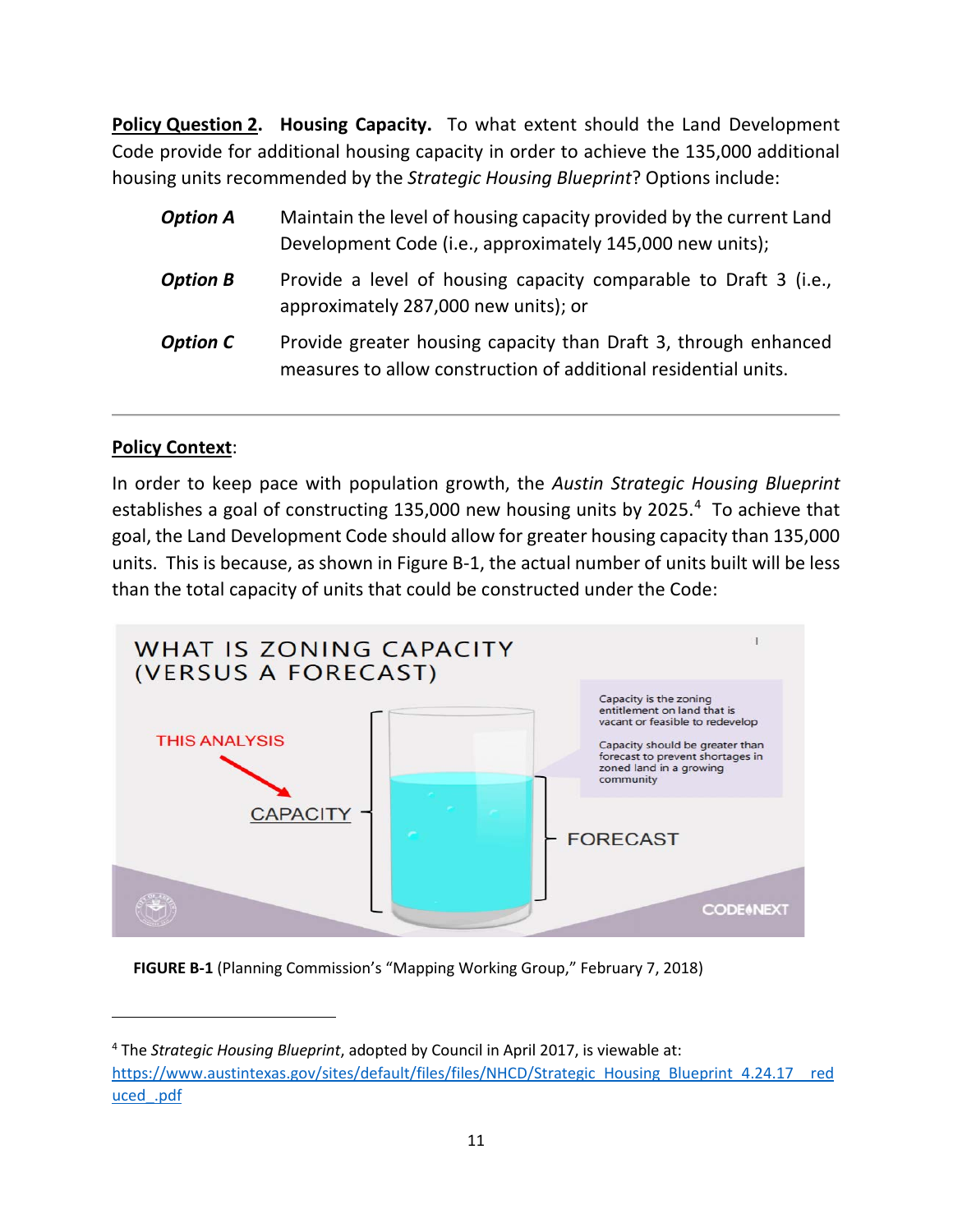**Policy Question 2. Housing Capacity.** To what extent should the Land Development Code provide for additional housing capacity in order to achieve the 135,000 additional housing units recommended by the *Strategic Housing Blueprint*? Options include:

| | |
|---|---|
| ***Option A*** | Maintain the level of housing capacity provided by the current Land Development Code (i.e., approximately 145,000 new units); |
| ***Option B*** | Provide a level of housing capacity comparable to Draft 3 (i.e., approximately 287,000 new units); or |
| ***Option C*** | Provide greater housing capacity than Draft 3, through enhanced measures to allow construction of additional residential units. |

---

**Policy Context**:

In order to keep pace with population growth, the *Austin Strategic Housing Blueprint* establishes a goal of constructing 135,000 new housing units by 2025.[4] To achieve that goal, the Land Development Code should allow for greater housing capacity than 135,000 units. This is because, as shown in Figure B-1, the actual number of units built will be less than the total capacity of units that could be constructed under the Code:

**FIGURE B-1** (Planning Commission's "Mapping Working Group," February 7, 2018)

---

[4] The *Strategic Housing Blueprint*, adopted by Council in April 2017, is viewable at: https://www.austintexas.gov/sites/default/files/files/NHCD/Strategic_Housing_Blueprint_4.24.17__reduced_.pdf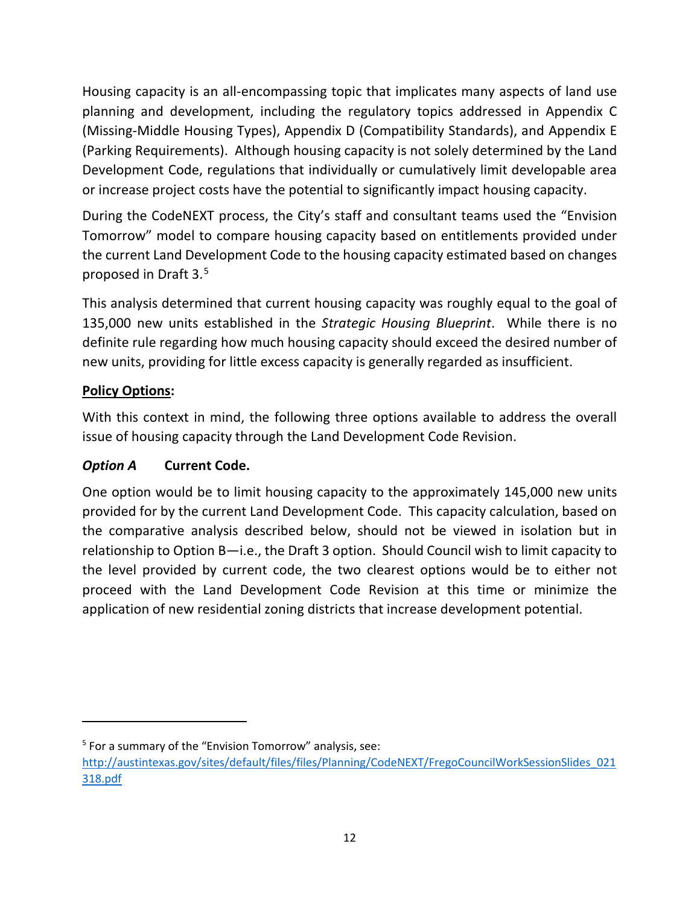Housing capacity is an all-encompassing topic that implicates many aspects of land use planning and development, including the regulatory topics addressed in Appendix C (Missing-Middle Housing Types), Appendix D (Compatibility Standards), and Appendix E (Parking Requirements). Although housing capacity is not solely determined by the Land Development Code, regulations that individually or cumulatively limit developable area or increase project costs have the potential to significantly impact housing capacity.

During the CodeNEXT process, the City's staff and consultant teams used the "Envision Tomorrow" model to compare housing capacity based on entitlements provided under the current Land Development Code to the housing capacity estimated based on changes proposed in Draft 3.[5]

This analysis determined that current housing capacity was roughly equal to the goal of 135,000 new units established in the *Strategic Housing Blueprint*. While there is no definite rule regarding how much housing capacity should exceed the desired number of new units, providing for little excess capacity is generally regarded as insufficient.

**Policy Options:**

With this context in mind, the following three options available to address the overall issue of housing capacity through the Land Development Code Revision.

***Option A*** **Current Code.**

One option would be to limit housing capacity to the approximately 145,000 new units provided for by the current Land Development Code. This capacity calculation, based on the comparative analysis described below, should not be viewed in isolation but in relationship to Option B—i.e., the Draft 3 option. Should Council wish to limit capacity to the level provided by current code, the two clearest options would be to either not proceed with the Land Development Code Revision at this time or minimize the application of new residential zoning districts that increase development potential.

---

[5] For a summary of the "Envision Tomorrow" analysis, see: http://austintexas.gov/sites/default/files/files/Planning/CodeNEXT/FregoCouncilWorkSessionSlides_021318.pdf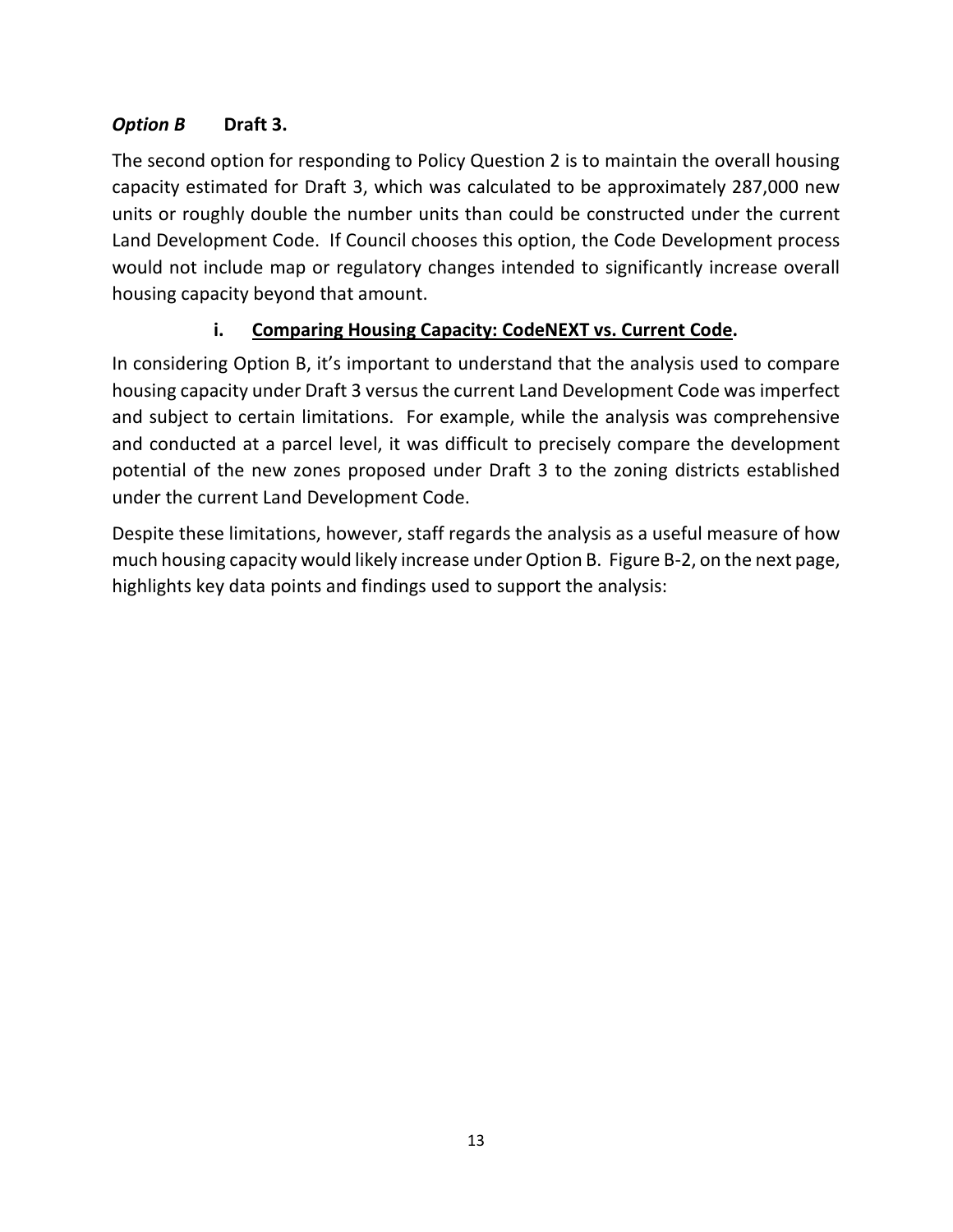### ***Option B*** **Draft 3.**

The second option for responding to Policy Question 2 is to maintain the overall housing capacity estimated for Draft 3, which was calculated to be approximately 287,000 new units or roughly double the number units than could be constructed under the current Land Development Code. If Council chooses this option, the Code Development process would not include map or regulatory changes intended to significantly increase overall housing capacity beyond that amount.

#### **i. <u>Comparing Housing Capacity: CodeNEXT vs. Current Code</u>.**

In considering Option B, it's important to understand that the analysis used to compare housing capacity under Draft 3 versus the current Land Development Code was imperfect and subject to certain limitations. For example, while the analysis was comprehensive and conducted at a parcel level, it was difficult to precisely compare the development potential of the new zones proposed under Draft 3 to the zoning districts established under the current Land Development Code.

Despite these limitations, however, staff regards the analysis as a useful measure of how much housing capacity would likely increase under Option B. Figure B-2, on the next page, highlights key data points and findings used to support the analysis: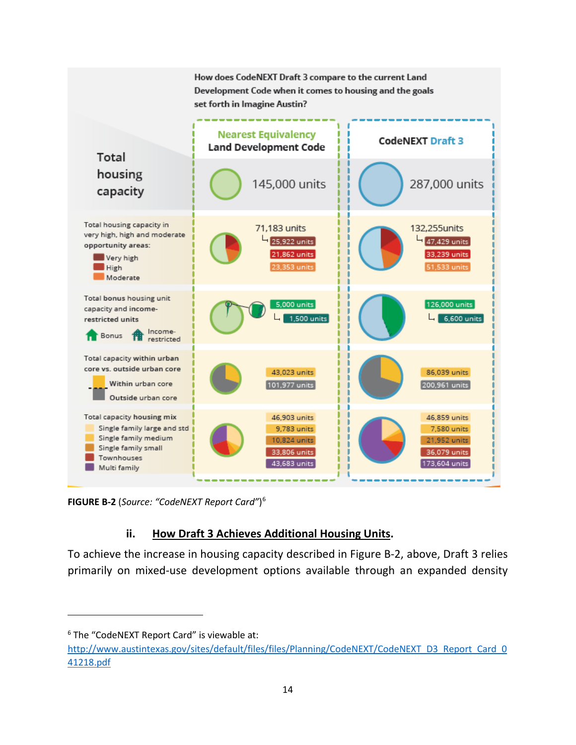How does CodeNEXT Draft 3 compare to the current Land Development Code when it comes to housing and the goals set forth in Imagine Austin?

| | Nearest Equivalency Land Development Code | CodeNEXT Draft 3 |
|---|---|---|
| Total housing capacity | 145,000 units | 287,000 units |
| Total housing capacity in very high, high and moderate opportunity areas: | 71,183 units | 132,255units |
| Very high | 25,922 units | 47,429 units |
| High | 21,862 units | 33,239 units |
| Moderate | 23,353 units | 51,533 units |
| Total bonus housing unit capacity and income-restricted units: Bonus | 5,000 units | 126,000 units |
| Income-restricted | 1,500 units | 6,600 units |
| Total capacity within urban core vs. outside urban core: Within urban core | 43,023 units | 86,039 units |
| Outside urban core | 101,977 units | 200,961 units |
| Total capacity housing mix: Single family large and std | 46,903 units | 46,859 units |
| Single family medium | 9,783 units | 7,580 units |
| Single family small | 10,824 units | 21,952 units |
| Townhouses | 33,806 units | 36,079 units |
| Multi family | 43,683 units | 173,604 units |

**FIGURE B-2** (*Source: "CodeNEXT Report Card"*)[6]

### ii. <u>How Draft 3 Achieves Additional Housing Units</u>.

To achieve the increase in housing capacity described in Figure B-2, above, Draft 3 relies primarily on mixed-use development options available through an expanded density

---

[6] The "CodeNEXT Report Card" is viewable at: http://www.austintexas.gov/sites/default/files/files/Planning/CodeNEXT/CodeNEXT_D3_Report_Card_041218.pdf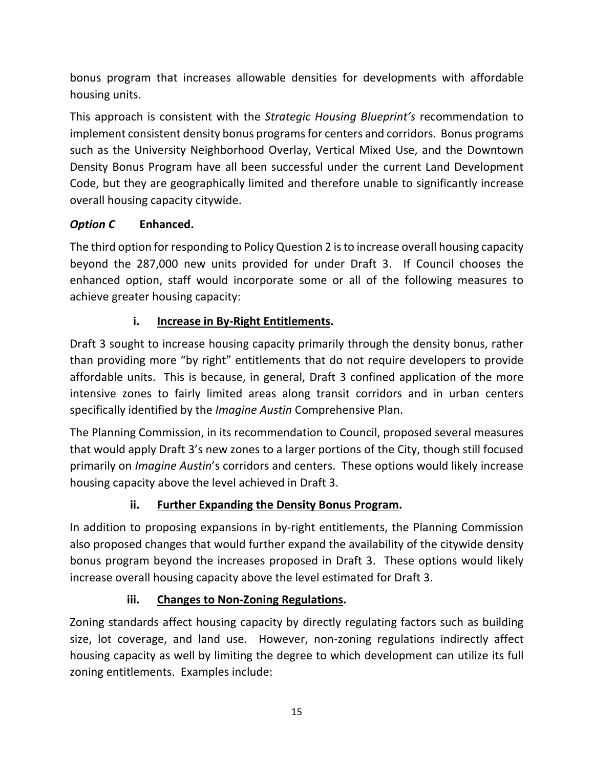bonus program that increases allowable densities for developments with affordable housing units.

This approach is consistent with the *Strategic Housing Blueprint's* recommendation to implement consistent density bonus programs for centers and corridors. Bonus programs such as the University Neighborhood Overlay, Vertical Mixed Use, and the Downtown Density Bonus Program have all been successful under the current Land Development Code, but they are geographically limited and therefore unable to significantly increase overall housing capacity citywide.

***Option C*** **Enhanced.**

The third option for responding to Policy Question 2 is to increase overall housing capacity beyond the 287,000 new units provided for under Draft 3. If Council chooses the enhanced option, staff would incorporate some or all of the following measures to achieve greater housing capacity:

**i. <u>Increase in By-Right Entitlements</u>.**

Draft 3 sought to increase housing capacity primarily through the density bonus, rather than providing more "by right" entitlements that do not require developers to provide affordable units. This is because, in general, Draft 3 confined application of the more intensive zones to fairly limited areas along transit corridors and in urban centers specifically identified by the *Imagine Austin* Comprehensive Plan.

The Planning Commission, in its recommendation to Council, proposed several measures that would apply Draft 3's new zones to a larger portions of the City, though still focused primarily on *Imagine Austin*'s corridors and centers. These options would likely increase housing capacity above the level achieved in Draft 3.

**ii. <u>Further Expanding the Density Bonus Program</u>.**

In addition to proposing expansions in by-right entitlements, the Planning Commission also proposed changes that would further expand the availability of the citywide density bonus program beyond the increases proposed in Draft 3. These options would likely increase overall housing capacity above the level estimated for Draft 3.

**iii. <u>Changes to Non-Zoning Regulations</u>.**

Zoning standards affect housing capacity by directly regulating factors such as building size, lot coverage, and land use. However, non-zoning regulations indirectly affect housing capacity as well by limiting the degree to which development can utilize its full zoning entitlements. Examples include: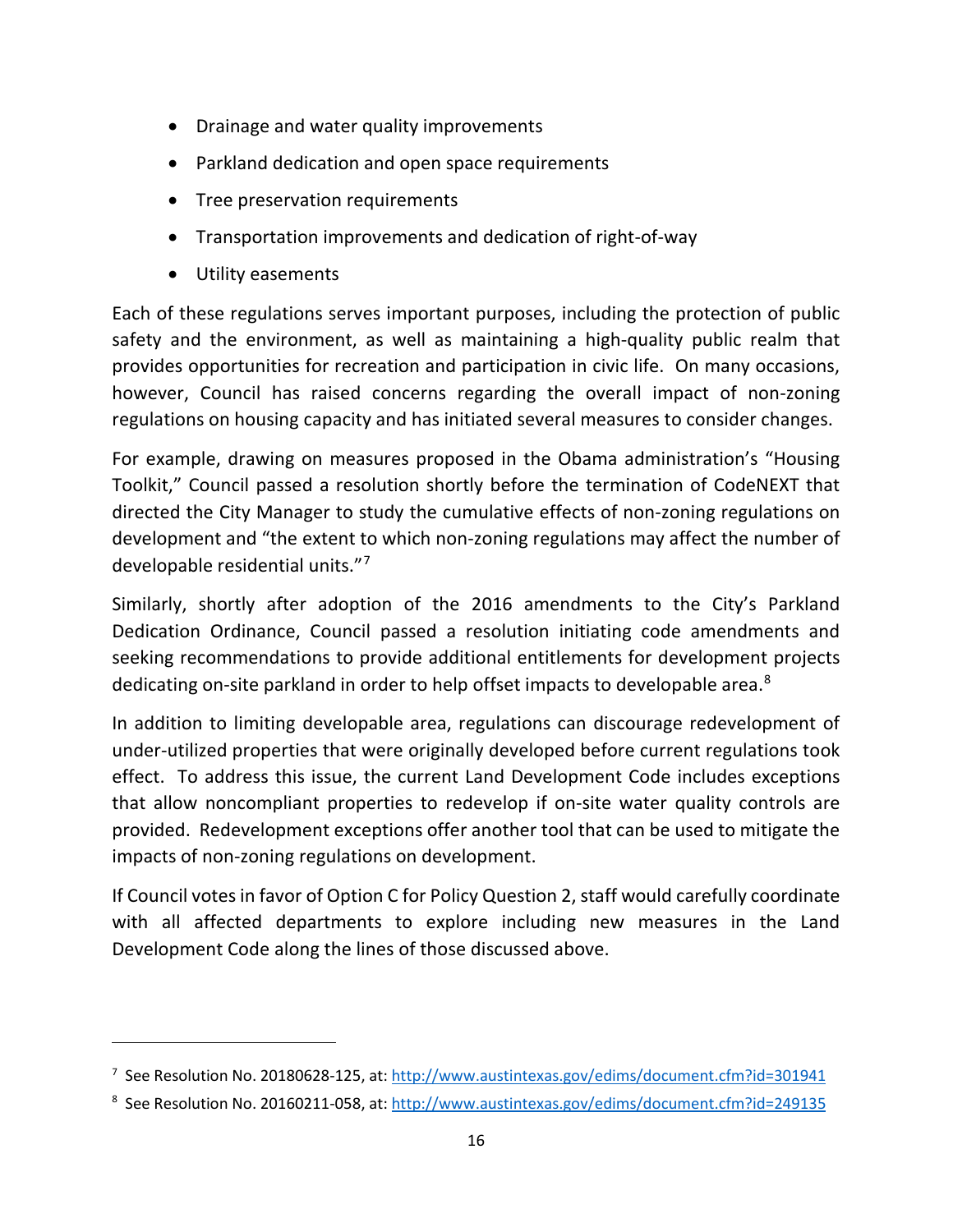- Drainage and water quality improvements
- Parkland dedication and open space requirements
- Tree preservation requirements
- Transportation improvements and dedication of right-of-way
- Utility easements

Each of these regulations serves important purposes, including the protection of public safety and the environment, as well as maintaining a high-quality public realm that provides opportunities for recreation and participation in civic life. On many occasions, however, Council has raised concerns regarding the overall impact of non-zoning regulations on housing capacity and has initiated several measures to consider changes.

For example, drawing on measures proposed in the Obama administration's "Housing Toolkit," Council passed a resolution shortly before the termination of CodeNEXT that directed the City Manager to study the cumulative effects of non-zoning regulations on development and "the extent to which non-zoning regulations may affect the number of developable residential units."[7]

Similarly, shortly after adoption of the 2016 amendments to the City's Parkland Dedication Ordinance, Council passed a resolution initiating code amendments and seeking recommendations to provide additional entitlements for development projects dedicating on-site parkland in order to help offset impacts to developable area.[8]

In addition to limiting developable area, regulations can discourage redevelopment of under-utilized properties that were originally developed before current regulations took effect. To address this issue, the current Land Development Code includes exceptions that allow noncompliant properties to redevelop if on-site water quality controls are provided. Redevelopment exceptions offer another tool that can be used to mitigate the impacts of non-zoning regulations on development.

If Council votes in favor of Option C for Policy Question 2, staff would carefully coordinate with all affected departments to explore including new measures in the Land Development Code along the lines of those discussed above.

---

[7] See Resolution No. 20180628-125, at: http://www.austintexas.gov/edims/document.cfm?id=301941

[8] See Resolution No. 20160211-058, at: http://www.austintexas.gov/edims/document.cfm?id=249135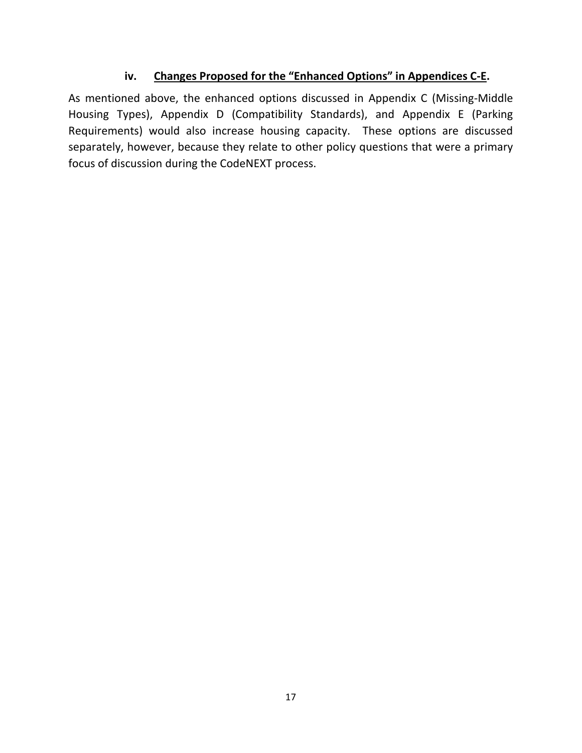#### iv. <u>Changes Proposed for the "Enhanced Options" in Appendices C-E</u>.

As mentioned above, the enhanced options discussed in Appendix C (Missing-Middle Housing Types), Appendix D (Compatibility Standards), and Appendix E (Parking Requirements) would also increase housing capacity. These options are discussed separately, however, because they relate to other policy questions that were a primary focus of discussion during the CodeNEXT process.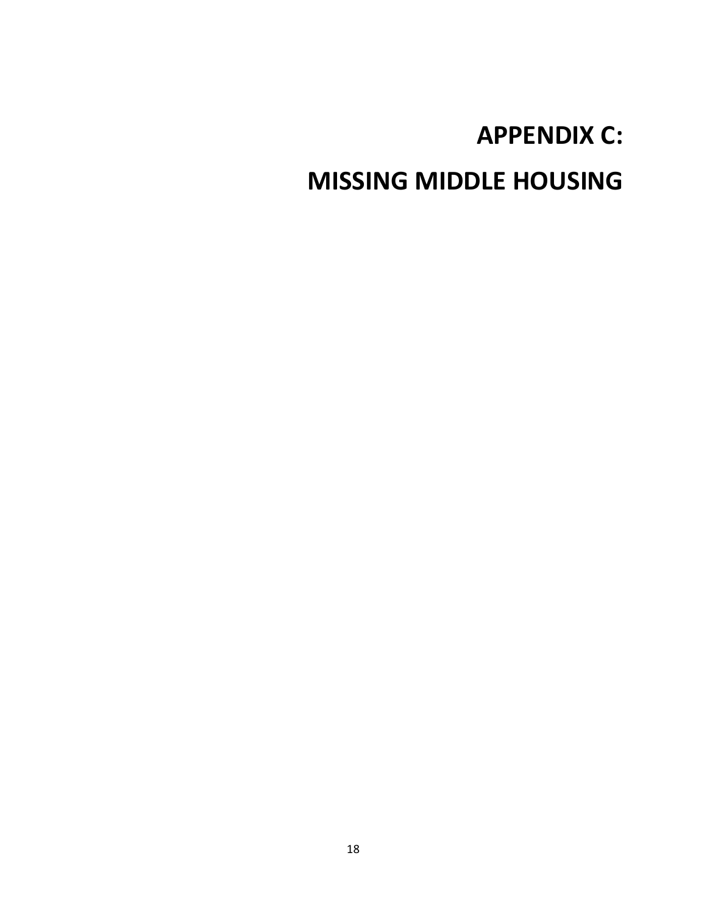# APPENDIX C:

# MISSING MIDDLE HOUSING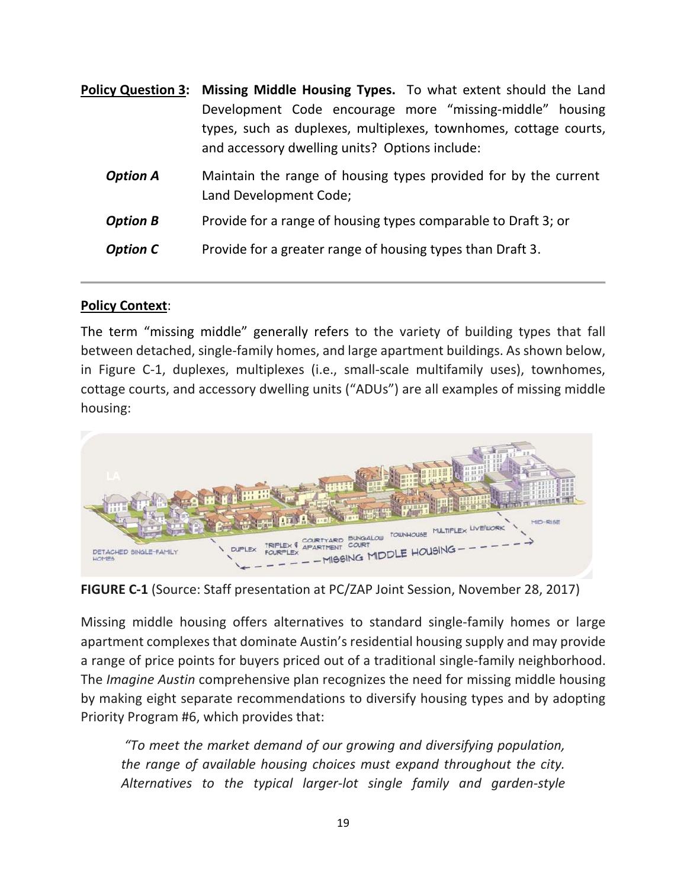**Policy Question 3:** **Missing Middle Housing Types.** To what extent should the Land Development Code encourage more "missing-middle" housing types, such as duplexes, multiplexes, townhomes, cottage courts, and accessory dwelling units? Options include:

***Option A*** Maintain the range of housing types provided for by the current Land Development Code;

***Option B*** Provide for a range of housing types comparable to Draft 3; or

***Option C*** Provide for a greater range of housing types than Draft 3.

---

**Policy Context**:

The term "missing middle" generally refers to the variety of building types that fall between detached, single-family homes, and large apartment buildings. As shown below, in Figure C-1, duplexes, multiplexes (i.e., small-scale multifamily uses), townhomes, cottage courts, and accessory dwelling units ("ADUs") are all examples of missing middle housing:

**FIGURE C-1** (Source: Staff presentation at PC/ZAP Joint Session, November 28, 2017)

Missing middle housing offers alternatives to standard single-family homes or large apartment complexes that dominate Austin's residential housing supply and may provide a range of price points for buyers priced out of a traditional single-family neighborhood. The *Imagine Austin* comprehensive plan recognizes the need for missing middle housing by making eight separate recommendations to diversify housing types and by adopting Priority Program #6, which provides that:

> *"To meet the market demand of our growing and diversifying population, the range of available housing choices must expand throughout the city. Alternatives to the typical larger-lot single family and garden-style*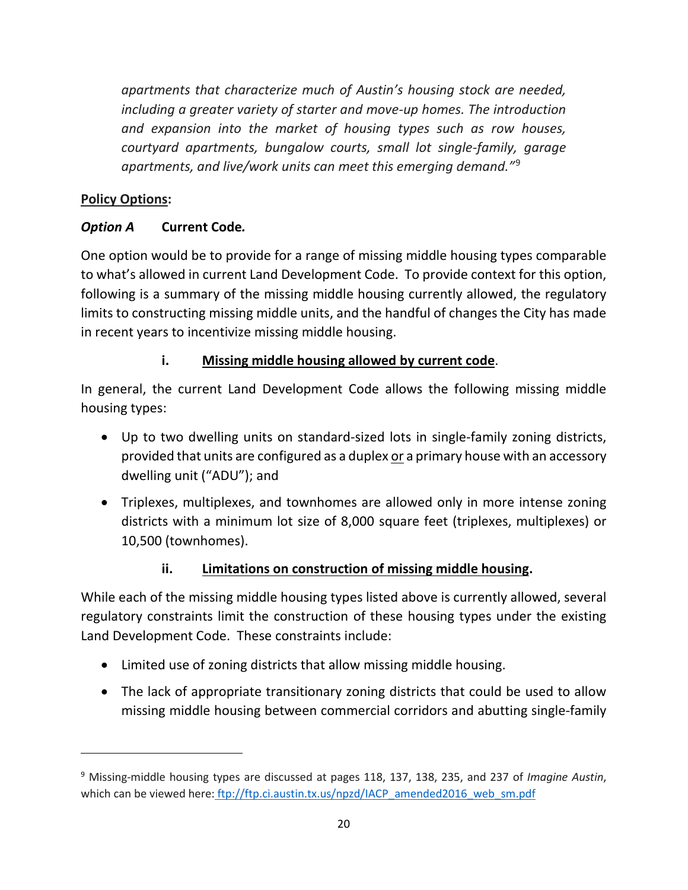*apartments that characterize much of Austin's housing stock are needed, including a greater variety of starter and move-up homes. The introduction and expansion into the market of housing types such as row houses, courtyard apartments, bungalow courts, small lot single-family, garage apartments, and live/work units can meet this emerging demand."*[9]

**Policy Options:**

***Option A*** **Current Code.**

One option would be to provide for a range of missing middle housing types comparable to what's allowed in current Land Development Code. To provide context for this option, following is a summary of the missing middle housing currently allowed, the regulatory limits to constructing missing middle units, and the handful of changes the City has made in recent years to incentivize missing middle housing.

**i. Missing middle housing allowed by current code.**

In general, the current Land Development Code allows the following missing middle housing types:

- Up to two dwelling units on standard-sized lots in single-family zoning districts, provided that units are configured as a duplex or a primary house with an accessory dwelling unit ("ADU"); and
- Triplexes, multiplexes, and townhomes are allowed only in more intense zoning districts with a minimum lot size of 8,000 square feet (triplexes, multiplexes) or 10,500 (townhomes).

**ii. Limitations on construction of missing middle housing.**

While each of the missing middle housing types listed above is currently allowed, several regulatory constraints limit the construction of these housing types under the existing Land Development Code. These constraints include:

- Limited use of zoning districts that allow missing middle housing.
- The lack of appropriate transitionary zoning districts that could be used to allow missing middle housing between commercial corridors and abutting single-family

[9] Missing-middle housing types are discussed at pages 118, 137, 138, 235, and 237 of *Imagine Austin*, which can be viewed here: ftp://ftp.ci.austin.tx.us/npzd/IACP_amended2016_web_sm.pdf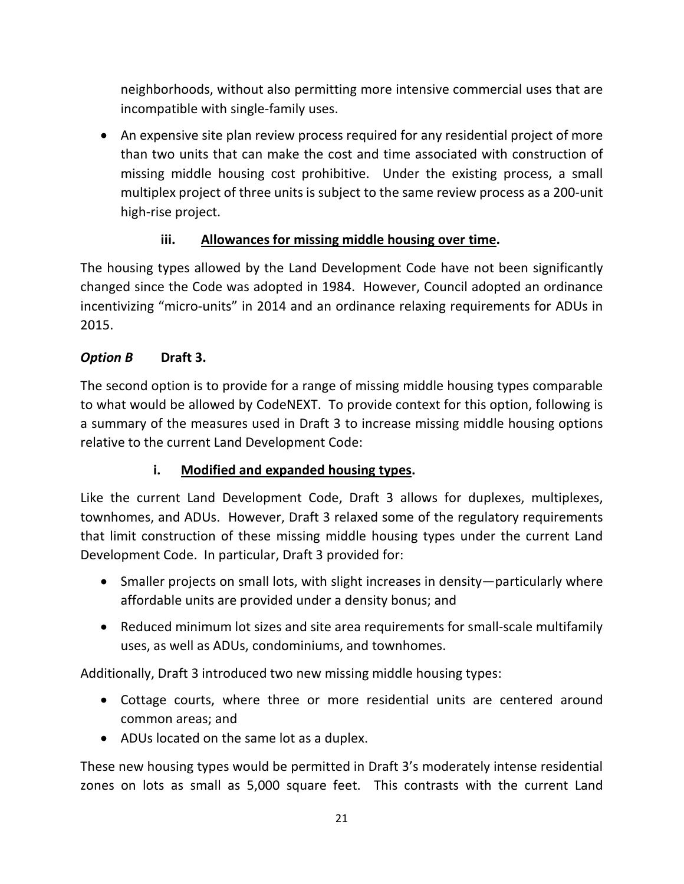neighborhoods, without also permitting more intensive commercial uses that are incompatible with single-family uses.

- An expensive site plan review process required for any residential project of more than two units that can make the cost and time associated with construction of missing middle housing cost prohibitive. Under the existing process, a small multiplex project of three units is subject to the same review process as a 200-unit high-rise project.

**iii. <u>Allowances for missing middle housing over time</u>.**

The housing types allowed by the Land Development Code have not been significantly changed since the Code was adopted in 1984. However, Council adopted an ordinance incentivizing "micro-units" in 2014 and an ordinance relaxing requirements for ADUs in 2015.

***Option B*** **Draft 3.**

The second option is to provide for a range of missing middle housing types comparable to what would be allowed by CodeNEXT. To provide context for this option, following is a summary of the measures used in Draft 3 to increase missing middle housing options relative to the current Land Development Code:

**i. <u>Modified and expanded housing types</u>.**

Like the current Land Development Code, Draft 3 allows for duplexes, multiplexes, townhomes, and ADUs. However, Draft 3 relaxed some of the regulatory requirements that limit construction of these missing middle housing types under the current Land Development Code. In particular, Draft 3 provided for:

- Smaller projects on small lots, with slight increases in density—particularly where affordable units are provided under a density bonus; and
- Reduced minimum lot sizes and site area requirements for small-scale multifamily uses, as well as ADUs, condominiums, and townhomes.

Additionally, Draft 3 introduced two new missing middle housing types:

- Cottage courts, where three or more residential units are centered around common areas; and
- ADUs located on the same lot as a duplex.

These new housing types would be permitted in Draft 3's moderately intense residential zones on lots as small as 5,000 square feet. This contrasts with the current Land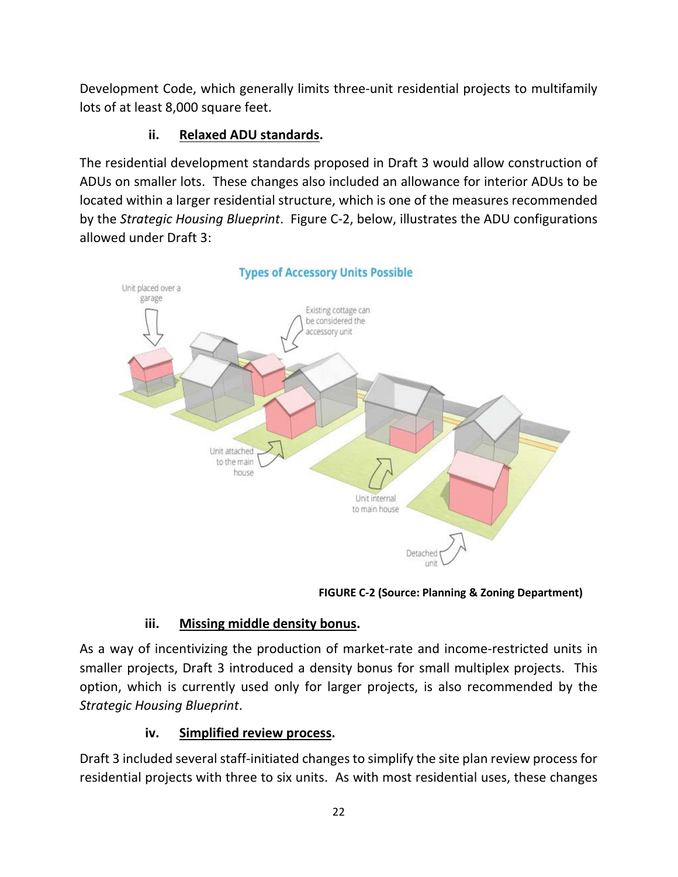Development Code, which generally limits three-unit residential projects to multifamily lots of at least 8,000 square feet.

**ii. Relaxed ADU standards.**

The residential development standards proposed in Draft 3 would allow construction of ADUs on smaller lots. These changes also included an allowance for interior ADUs to be located within a larger residential structure, which is one of the measures recommended by the *Strategic Housing Blueprint*. Figure C-2, below, illustrates the ADU configurations allowed under Draft 3:

**FIGURE C-2 (Source: Planning & Zoning Department)**

**iii. Missing middle density bonus.**

As a way of incentivizing the production of market-rate and income-restricted units in smaller projects, Draft 3 introduced a density bonus for small multiplex projects. This option, which is currently used only for larger projects, is also recommended by the *Strategic Housing Blueprint*.

**iv. Simplified review process.**

Draft 3 included several staff-initiated changes to simplify the site plan review process for residential projects with three to six units. As with most residential uses, these changes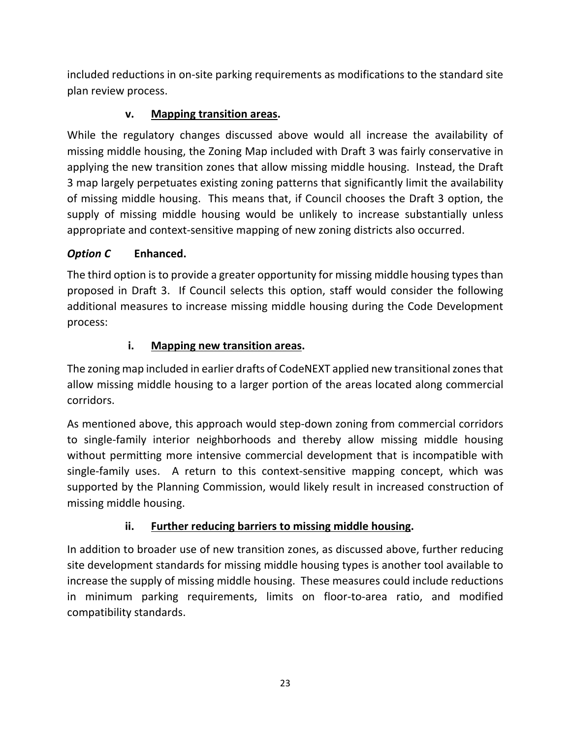included reductions in on-site parking requirements as modifications to the standard site plan review process.

**v. <u>Mapping transition areas</u>.**

While the regulatory changes discussed above would all increase the availability of missing middle housing, the Zoning Map included with Draft 3 was fairly conservative in applying the new transition zones that allow missing middle housing. Instead, the Draft 3 map largely perpetuates existing zoning patterns that significantly limit the availability of missing middle housing. This means that, if Council chooses the Draft 3 option, the supply of missing middle housing would be unlikely to increase substantially unless appropriate and context-sensitive mapping of new zoning districts also occurred.

***Option C*** **Enhanced.**

The third option is to provide a greater opportunity for missing middle housing types than proposed in Draft 3. If Council selects this option, staff would consider the following additional measures to increase missing middle housing during the Code Development process:

**i. <u>Mapping new transition areas</u>.**

The zoning map included in earlier drafts of CodeNEXT applied new transitional zones that allow missing middle housing to a larger portion of the areas located along commercial corridors.

As mentioned above, this approach would step-down zoning from commercial corridors to single-family interior neighborhoods and thereby allow missing middle housing without permitting more intensive commercial development that is incompatible with single-family uses. A return to this context-sensitive mapping concept, which was supported by the Planning Commission, would likely result in increased construction of missing middle housing.

**ii. <u>Further reducing barriers to missing middle housing</u>.**

In addition to broader use of new transition zones, as discussed above, further reducing site development standards for missing middle housing types is another tool available to increase the supply of missing middle housing. These measures could include reductions in minimum parking requirements, limits on floor-to-area ratio, and modified compatibility standards.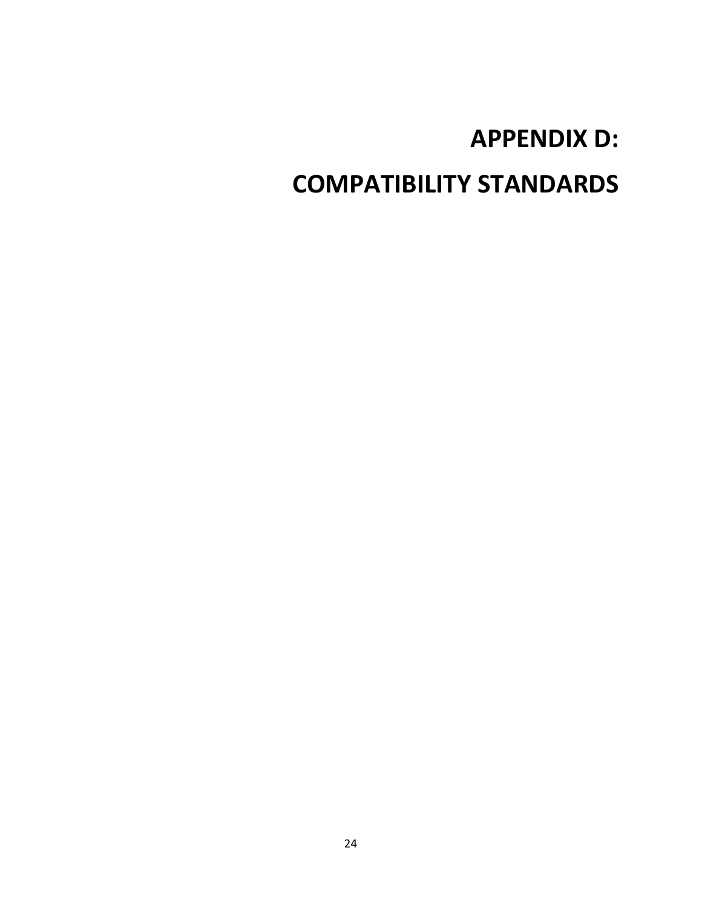# APPENDIX D:

# COMPATIBILITY STANDARDS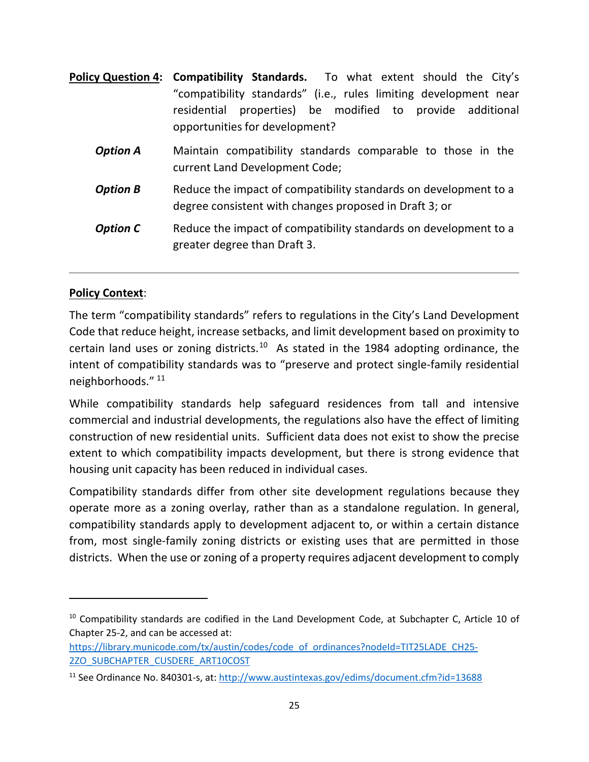**<u>Policy Question 4</u>: Compatibility Standards.** To what extent should the City's "compatibility standards" (i.e., rules limiting development near residential properties) be modified to provide additional opportunities for development?

***Option A*** Maintain compatibility standards comparable to those in the current Land Development Code;

***Option B*** Reduce the impact of compatibility standards on development to a degree consistent with changes proposed in Draft 3; or

***Option C*** Reduce the impact of compatibility standards on development to a greater degree than Draft 3.

---

**<u>Policy Context</u>**:

The term "compatibility standards" refers to regulations in the City's Land Development Code that reduce height, increase setbacks, and limit development based on proximity to certain land uses or zoning districts.[10] As stated in the 1984 adopting ordinance, the intent of compatibility standards was to "preserve and protect single-family residential neighborhoods." [11]

While compatibility standards help safeguard residences from tall and intensive commercial and industrial developments, the regulations also have the effect of limiting construction of new residential units. Sufficient data does not exist to show the precise extent to which compatibility impacts development, but there is strong evidence that housing unit capacity has been reduced in individual cases.

Compatibility standards differ from other site development regulations because they operate more as a zoning overlay, rather than as a standalone regulation. In general, compatibility standards apply to development adjacent to, or within a certain distance from, most single-family zoning districts or existing uses that are permitted in those districts. When the use or zoning of a property requires adjacent development to comply

---

[10] Compatibility standards are codified in the Land Development Code, at Subchapter C, Article 10 of Chapter 25-2, and can be accessed at: https://library.municode.com/tx/austin/codes/code_of_ordinances?nodeId=TIT25LADE_CH25-2ZO_SUBCHAPTER_CUSDERE_ART10COST

[11] See Ordinance No. 840301-s, at: http://www.austintexas.gov/edims/document.cfm?id=13688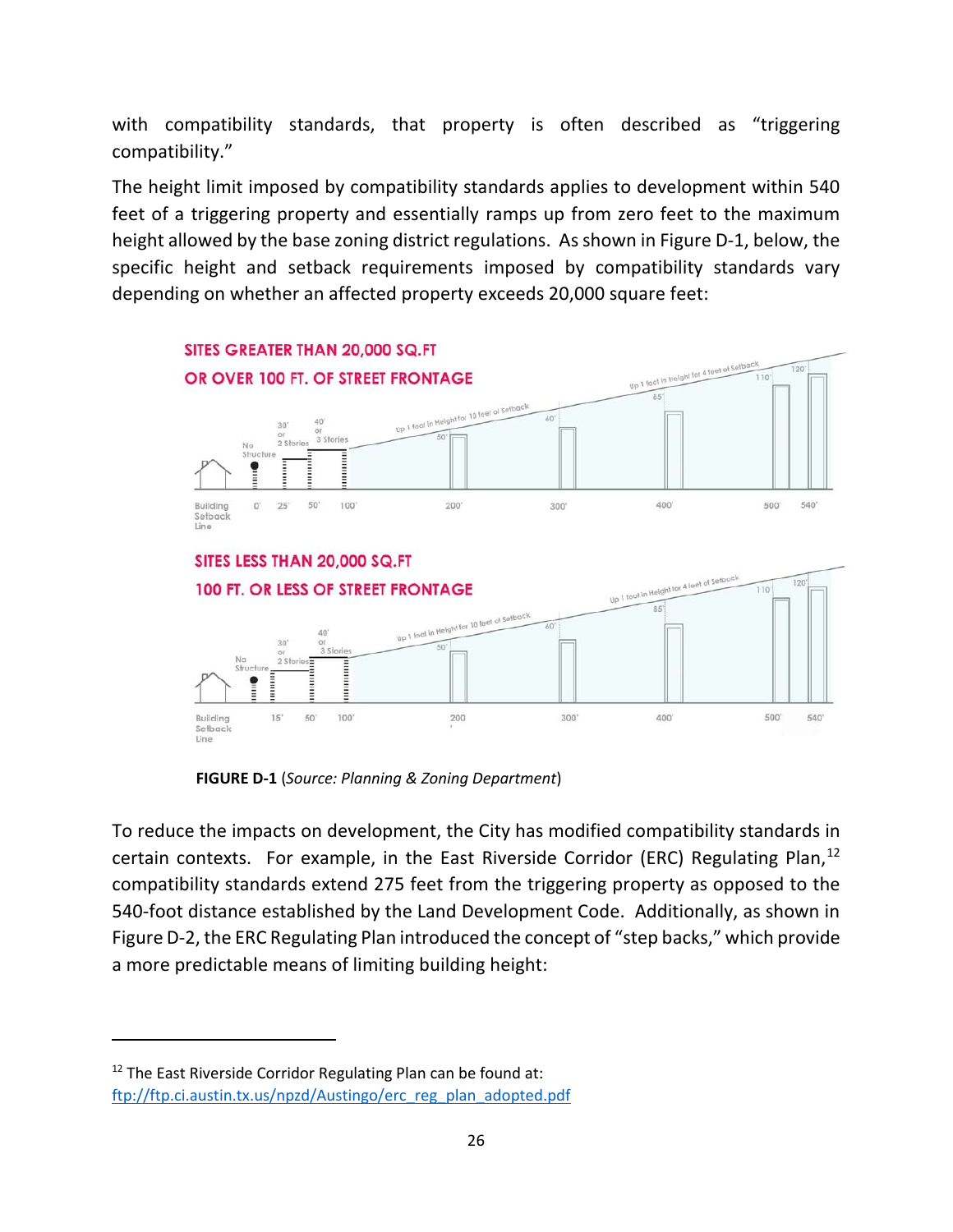with compatibility standards, that property is often described as "triggering compatibility."

The height limit imposed by compatibility standards applies to development within 540 feet of a triggering property and essentially ramps up from zero feet to the maximum height allowed by the base zoning district regulations. As shown in Figure D-1, below, the specific height and setback requirements imposed by compatibility standards vary depending on whether an affected property exceeds 20,000 square feet:

**FIGURE D-1** (*Source: Planning & Zoning Department*)

To reduce the impacts on development, the City has modified compatibility standards in certain contexts. For example, in the East Riverside Corridor (ERC) Regulating Plan,[12] compatibility standards extend 275 feet from the triggering property as opposed to the 540-foot distance established by the Land Development Code. Additionally, as shown in Figure D-2, the ERC Regulating Plan introduced the concept of "step backs," which provide a more predictable means of limiting building height:

---

[12] The East Riverside Corridor Regulating Plan can be found at: ftp://ftp.ci.austin.tx.us/npzd/Austingo/erc_reg_plan_adopted.pdf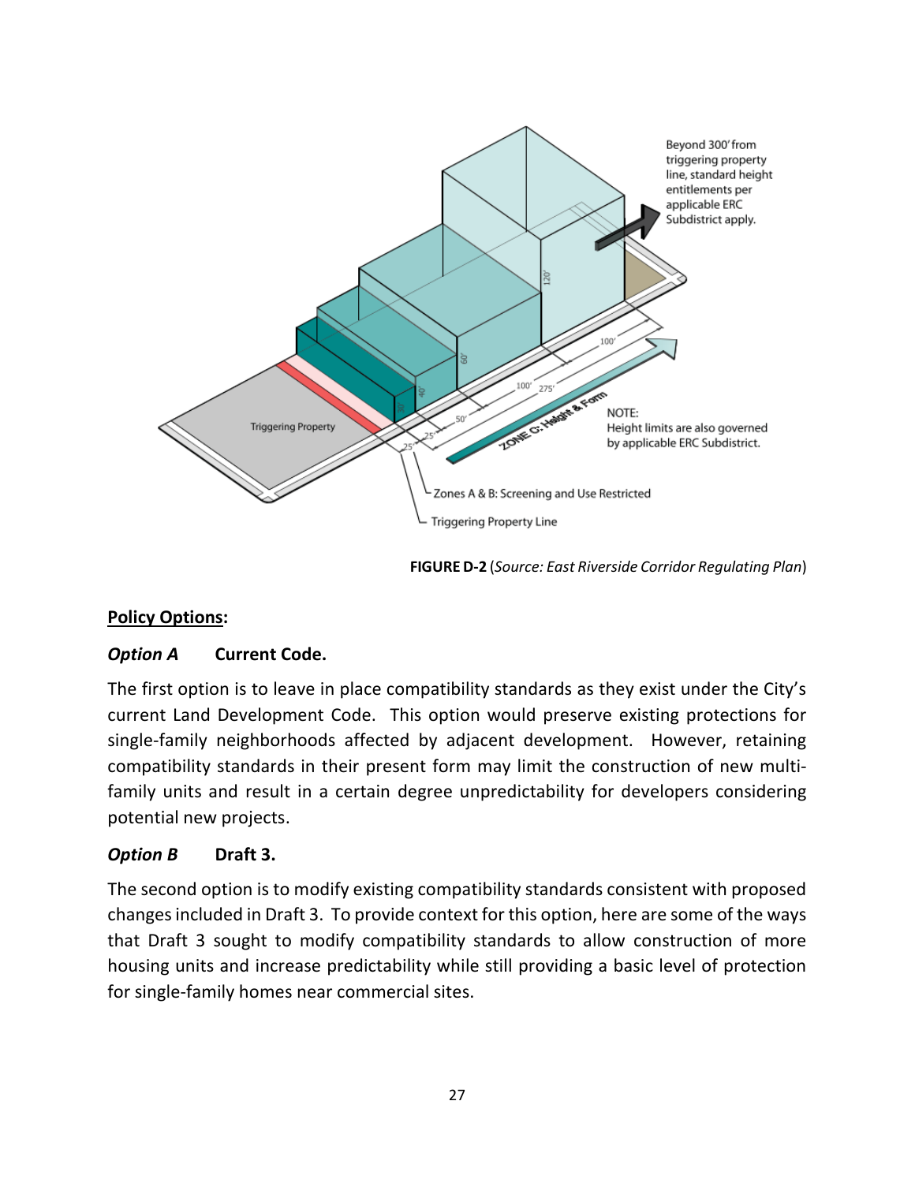Beyond 300' from triggering property line, standard height entitlements per applicable ERC Subdistrict apply.

NOTE: Height limits are also governed by applicable ERC Subdistrict.

Triggering Property

ZONE C: Height & Form

Zones A & B: Screening and Use Restricted

Triggering Property Line

**FIGURE D-2** (*Source: East Riverside Corridor Regulating Plan*)

**<u>Policy Options</u>:**

***Option A*** **Current Code.**

The first option is to leave in place compatibility standards as they exist under the City's current Land Development Code. This option would preserve existing protections for single-family neighborhoods affected by adjacent development. However, retaining compatibility standards in their present form may limit the construction of new multi-family units and result in a certain degree unpredictability for developers considering potential new projects.

***Option B*** **Draft 3.**

The second option is to modify existing compatibility standards consistent with proposed changes included in Draft 3. To provide context for this option, here are some of the ways that Draft 3 sought to modify compatibility standards to allow construction of more housing units and increase predictability while still providing a basic level of protection for single-family homes near commercial sites.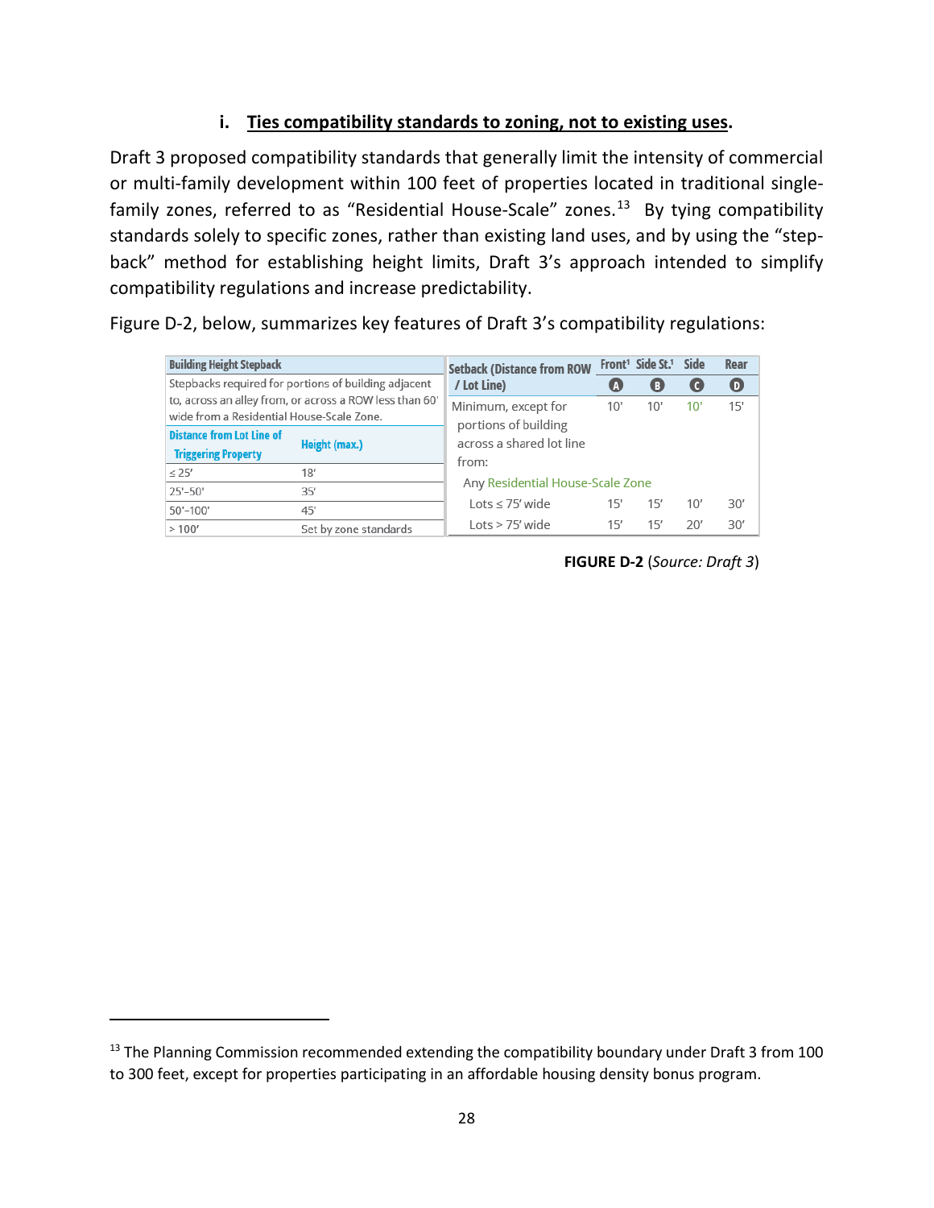### i. **Ties compatibility standards to zoning, not to existing uses.**

Draft 3 proposed compatibility standards that generally limit the intensity of commercial or multi-family development within 100 feet of properties located in traditional single-family zones, referred to as "Residential House-Scale" zones.[13] By tying compatibility standards solely to specific zones, rather than existing land uses, and by using the "step-back" method for establishing height limits, Draft 3's approach intended to simplify compatibility regulations and increase predictability.

Figure D-2, below, summarizes key features of Draft 3's compatibility regulations:

| Building Height Stepback | |
|---|---|
| Stepbacks required for portions of building adjacent to, across an alley from, or across a ROW less than 60' wide from a Residential House-Scale Zone. | |
| **Distance from Lot Line of Triggering Property** | **Height (max.)** |
| ≤ 25' | 18' |
| 25'–50' | 35' |
| 50'–100' | 45' |
| > 100' | Set by zone standards |

| Setback (Distance from ROW / Lot Line) | Front[1] (A) | Side St.[1] (B) | Side (C) | Rear (D) |
|---|---|---|---|---|
| Minimum, except for portions of building across a shared lot line from: | 10' | 10' | 10' | 15' |
| Any Residential House-Scale Zone | | | | |
| Lots ≤ 75' wide | 15' | 15' | 10' | 30' |
| Lots > 75' wide | 15' | 15' | 20' | 30' |

**FIGURE D-2** (*Source: Draft 3*)

[13] The Planning Commission recommended extending the compatibility boundary under Draft 3 from 100 to 300 feet, except for properties participating in an affordable housing density bonus program.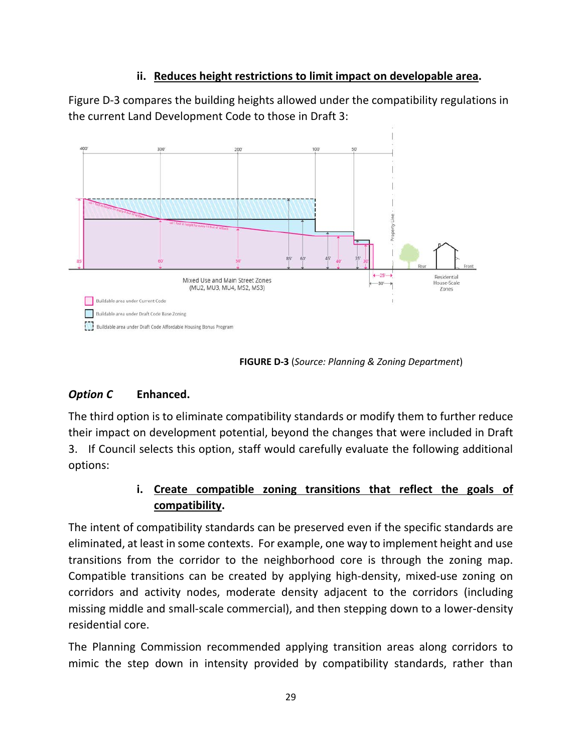### ii. Reduces height restrictions to limit impact on developable area.

Figure D-3 compares the building heights allowed under the compatibility regulations in the current Land Development Code to those in Draft 3:

**FIGURE D-3** (*Source: Planning & Zoning Department*)

### *Option C* Enhanced.

The third option is to eliminate compatibility standards or modify them to further reduce their impact on development potential, beyond the changes that were included in Draft 3. If Council selects this option, staff would carefully evaluate the following additional options:

#### i. Create compatible zoning transitions that reflect the goals of compatibility.

The intent of compatibility standards can be preserved even if the specific standards are eliminated, at least in some contexts. For example, one way to implement height and use transitions from the corridor to the neighborhood core is through the zoning map. Compatible transitions can be created by applying high-density, mixed-use zoning on corridors and activity nodes, moderate density adjacent to the corridors (including missing middle and small-scale commercial), and then stepping down to a lower-density residential core.

The Planning Commission recommended applying transition areas along corridors to mimic the step down in intensity provided by compatibility standards, rather than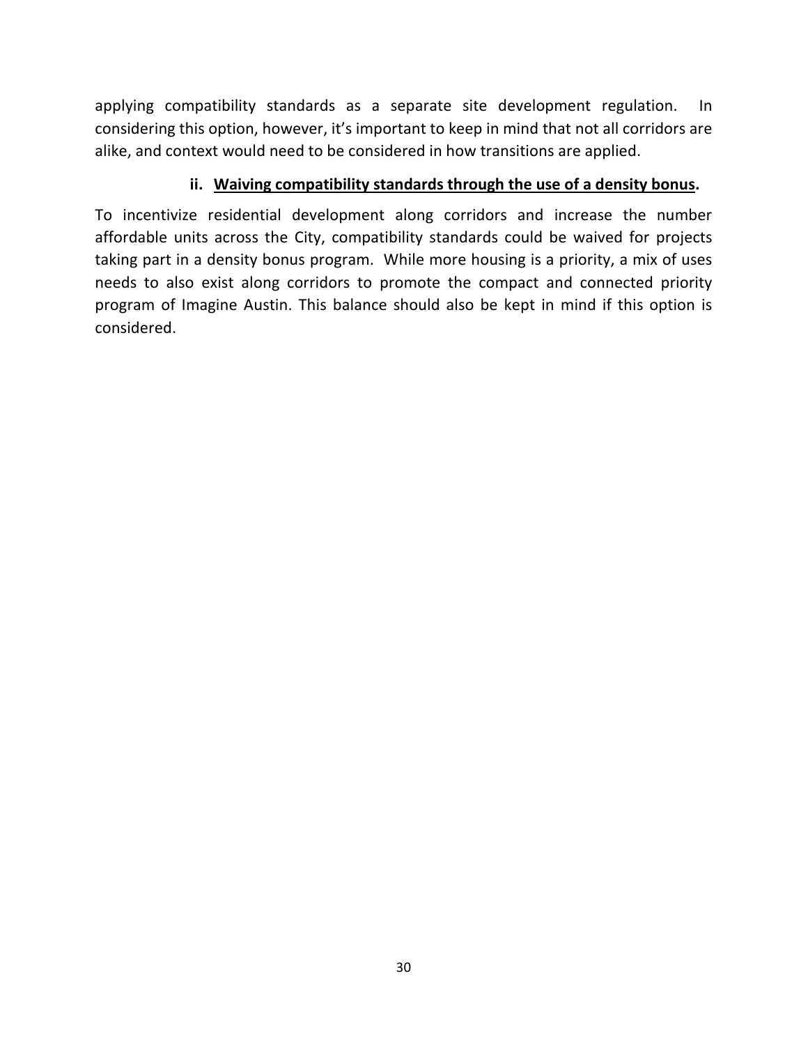applying compatibility standards as a separate site development regulation. In considering this option, however, it's important to keep in mind that not all corridors are alike, and context would need to be considered in how transitions are applied.

**ii. <u>Waiving compatibility standards through the use of a density bonus</u>.**

To incentivize residential development along corridors and increase the number affordable units across the City, compatibility standards could be waived for projects taking part in a density bonus program. While more housing is a priority, a mix of uses needs to also exist along corridors to promote the compact and connected priority program of Imagine Austin. This balance should also be kept in mind if this option is considered.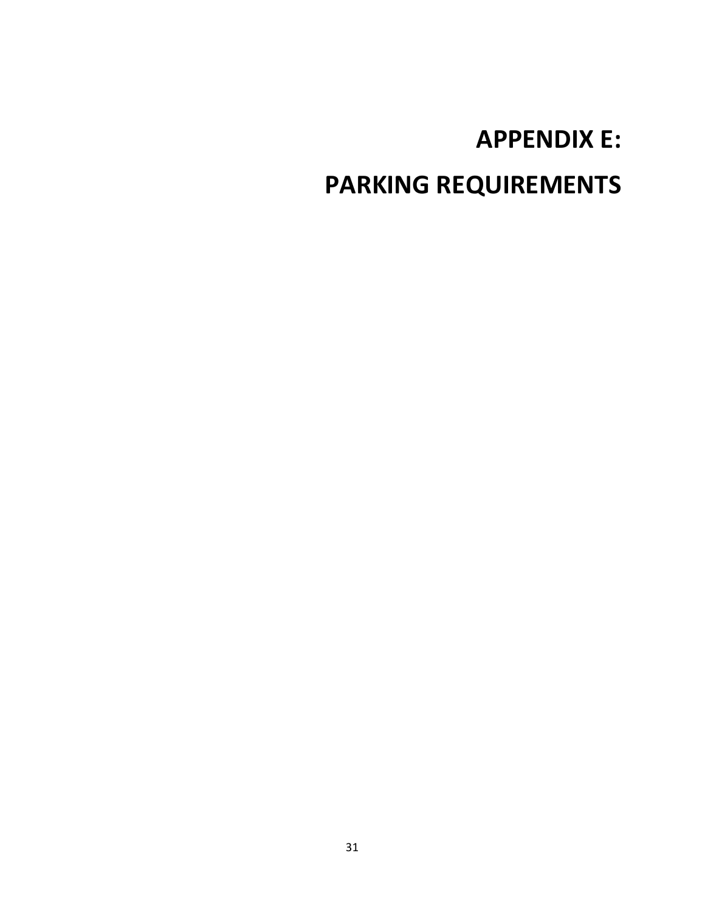# APPENDIX E:

# PARKING REQUIREMENTS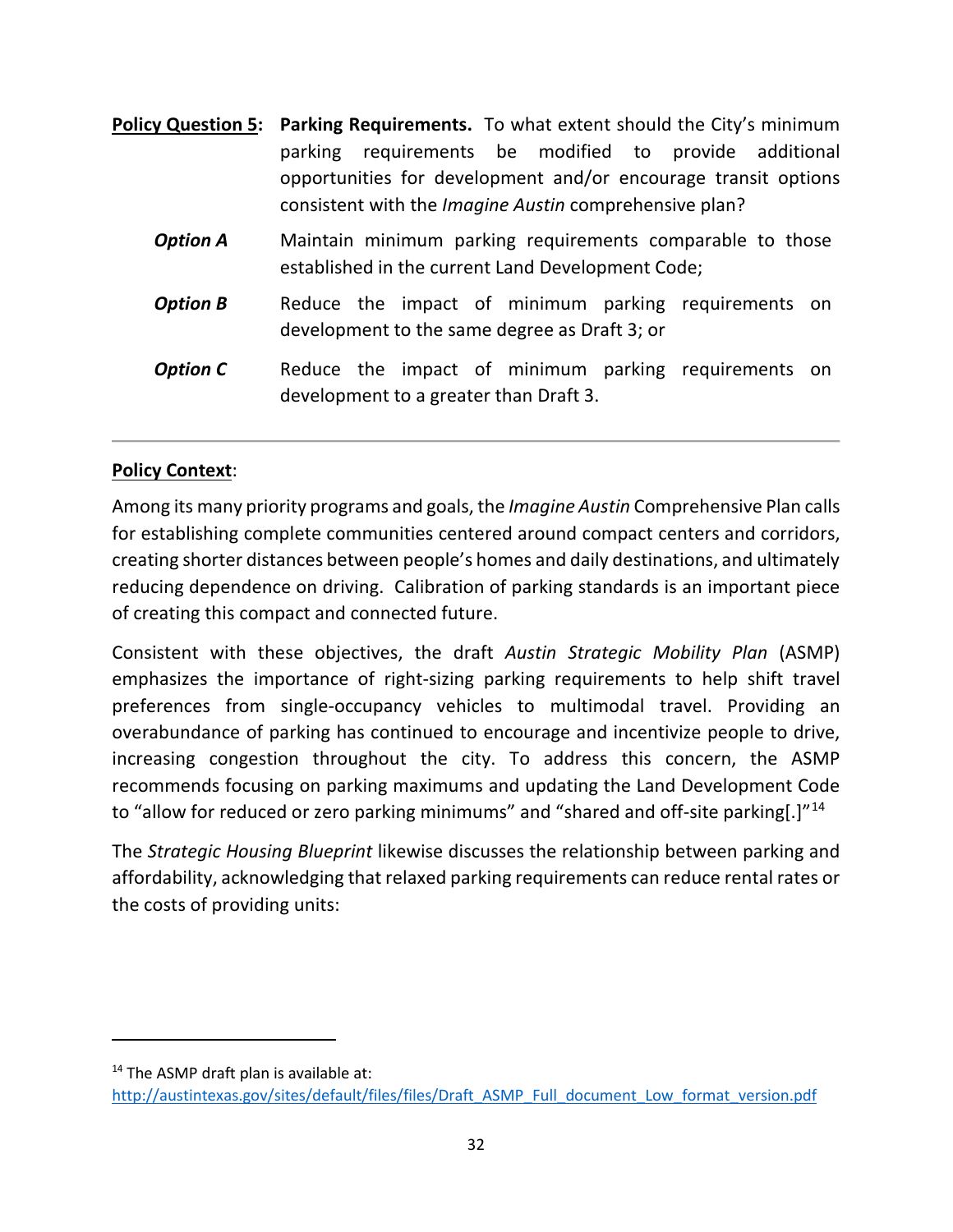**Policy Question 5**: **Parking Requirements.** To what extent should the City's minimum parking requirements be modified to provide additional opportunities for development and/or encourage transit options consistent with the *Imagine Austin* comprehensive plan?

***Option A*** Maintain minimum parking requirements comparable to those established in the current Land Development Code;

***Option B*** Reduce the impact of minimum parking requirements on development to the same degree as Draft 3; or

***Option C*** Reduce the impact of minimum parking requirements on development to a greater than Draft 3.

---

**Policy Context**:

Among its many priority programs and goals, the *Imagine Austin* Comprehensive Plan calls for establishing complete communities centered around compact centers and corridors, creating shorter distances between people's homes and daily destinations, and ultimately reducing dependence on driving. Calibration of parking standards is an important piece of creating this compact and connected future.

Consistent with these objectives, the draft *Austin Strategic Mobility Plan* (ASMP) emphasizes the importance of right-sizing parking requirements to help shift travel preferences from single-occupancy vehicles to multimodal travel. Providing an overabundance of parking has continued to encourage and incentivize people to drive, increasing congestion throughout the city. To address this concern, the ASMP recommends focusing on parking maximums and updating the Land Development Code to "allow for reduced or zero parking minimums" and "shared and off-site parking[.]"[14]

The *Strategic Housing Blueprint* likewise discusses the relationship between parking and affordability, acknowledging that relaxed parking requirements can reduce rental rates or the costs of providing units:

---

[14] The ASMP draft plan is available at: http://austintexas.gov/sites/default/files/files/Draft_ASMP_Full_document_Low_format_version.pdf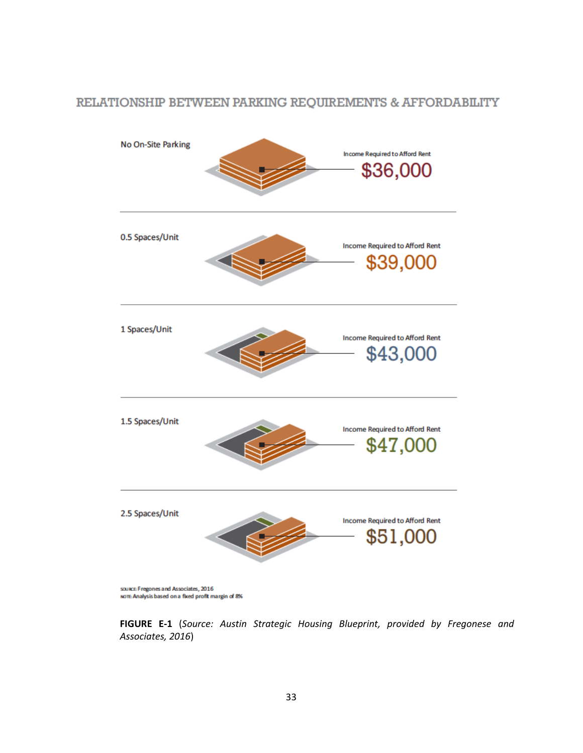## RELATIONSHIP BETWEEN PARKING REQUIREMENTS & AFFORDABILITY

No On-Site Parking

Income Required to Afford Rent **$36,000**

0.5 Spaces/Unit

Income Required to Afford Rent **$39,000**

1 Spaces/Unit

Income Required to Afford Rent **$43,000**

1.5 Spaces/Unit

Income Required to Afford Rent **$47,000**

2.5 Spaces/Unit

Income Required to Afford Rent **$51,000**

SOURCE: Fregones and Associates, 2016
NOTE: Analysis based on a fixed profit margin of 8%

**FIGURE E-1** (*Source: Austin Strategic Housing Blueprint, provided by Fregonese and Associates, 2016*)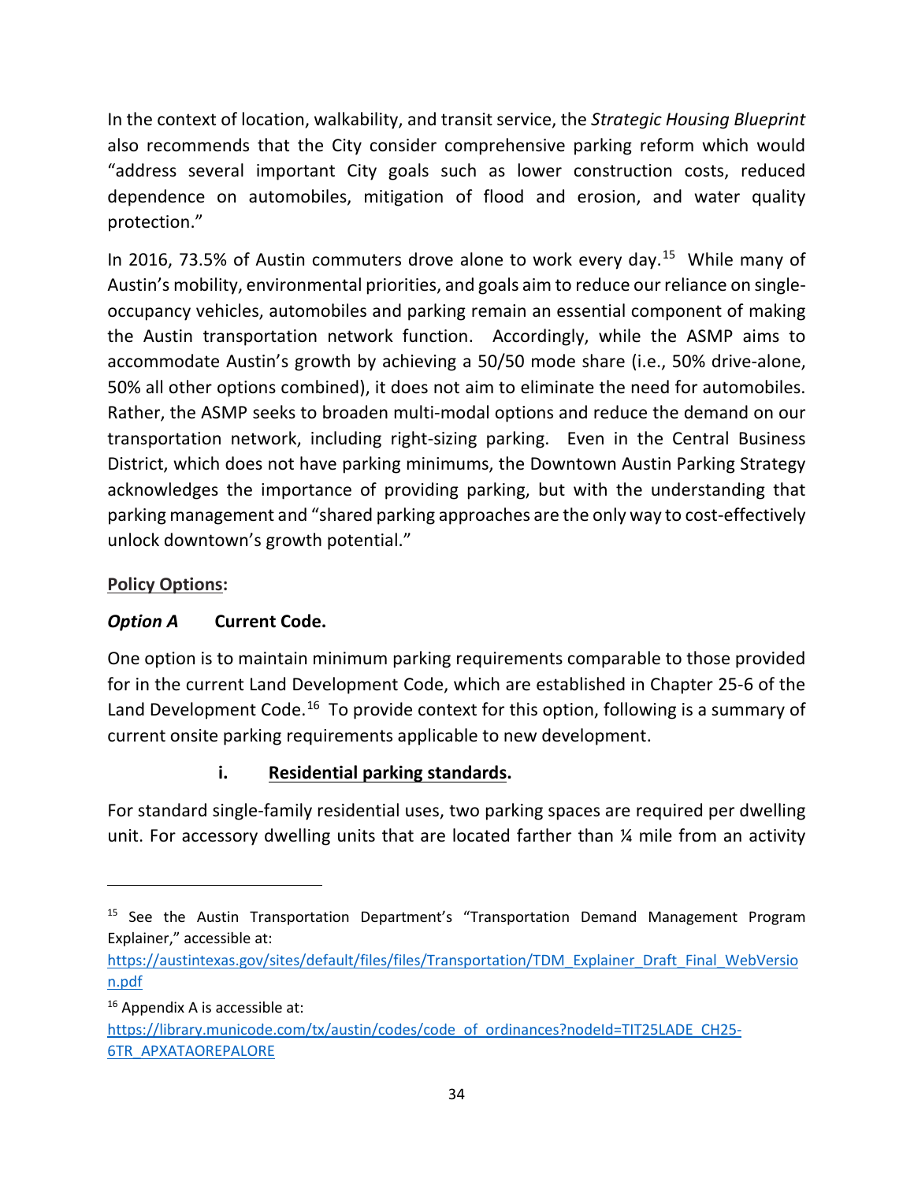In the context of location, walkability, and transit service, the *Strategic Housing Blueprint* also recommends that the City consider comprehensive parking reform which would "address several important City goals such as lower construction costs, reduced dependence on automobiles, mitigation of flood and erosion, and water quality protection."

In 2016, 73.5% of Austin commuters drove alone to work every day.[15] While many of Austin's mobility, environmental priorities, and goals aim to reduce our reliance on single-occupancy vehicles, automobiles and parking remain an essential component of making the Austin transportation network function. Accordingly, while the ASMP aims to accommodate Austin's growth by achieving a 50/50 mode share (i.e., 50% drive-alone, 50% all other options combined), it does not aim to eliminate the need for automobiles. Rather, the ASMP seeks to broaden multi-modal options and reduce the demand on our transportation network, including right-sizing parking. Even in the Central Business District, which does not have parking minimums, the Downtown Austin Parking Strategy acknowledges the importance of providing parking, but with the understanding that parking management and "shared parking approaches are the only way to cost-effectively unlock downtown's growth potential."

**Policy Options:**

***Option A*** **Current Code.**

One option is to maintain minimum parking requirements comparable to those provided for in the current Land Development Code, which are established in Chapter 25-6 of the Land Development Code.[16] To provide context for this option, following is a summary of current onsite parking requirements applicable to new development.

**i. Residential parking standards.**

For standard single-family residential uses, two parking spaces are required per dwelling unit. For accessory dwelling units that are located farther than ¼ mile from an activity

---

[15] See the Austin Transportation Department's "Transportation Demand Management Program Explainer," accessible at: https://austintexas.gov/sites/default/files/files/Transportation/TDM_Explainer_Draft_Final_WebVersion.pdf

[16] Appendix A is accessible at: https://library.municode.com/tx/austin/codes/code_of_ordinances?nodeId=TIT25LADE_CH25-6TR_APXATAOREPALORE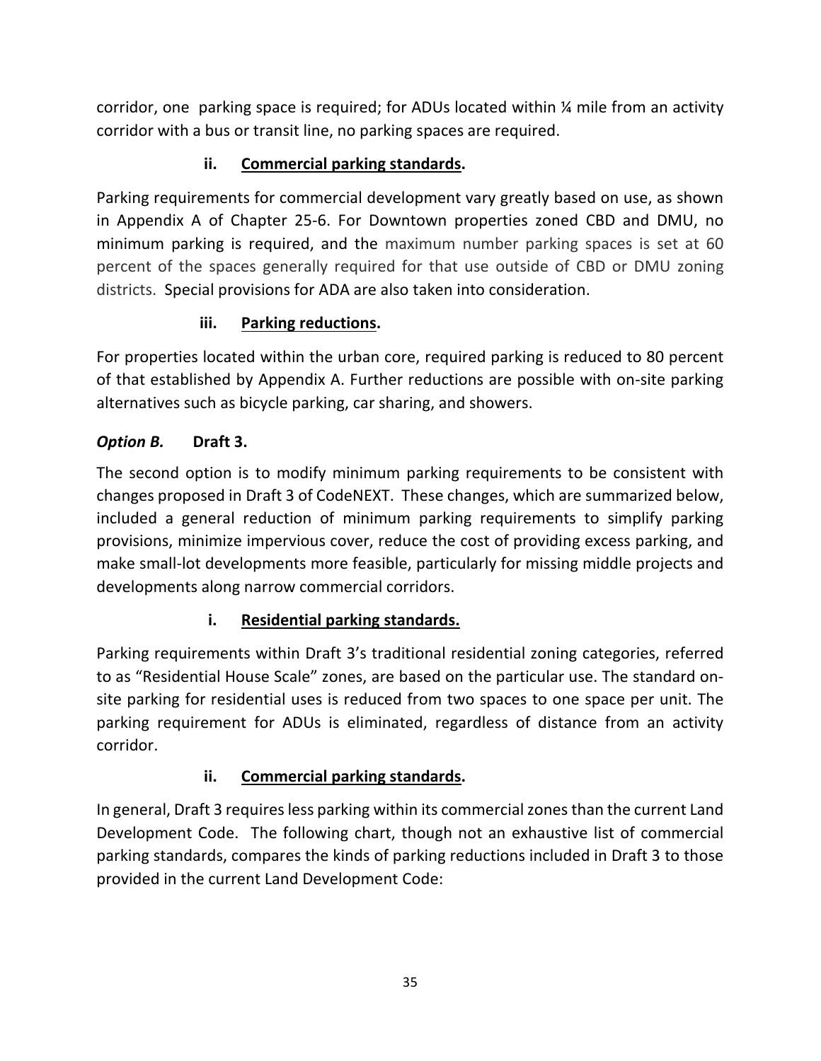corridor, one parking space is required; for ADUs located within ¼ mile from an activity corridor with a bus or transit line, no parking spaces are required.

**ii. Commercial parking standards.**

Parking requirements for commercial development vary greatly based on use, as shown in Appendix A of Chapter 25-6. For Downtown properties zoned CBD and DMU, no minimum parking is required, and the maximum number parking spaces is set at 60 percent of the spaces generally required for that use outside of CBD or DMU zoning districts. Special provisions for ADA are also taken into consideration.

**iii. Parking reductions.**

For properties located within the urban core, required parking is reduced to 80 percent of that established by Appendix A. Further reductions are possible with on-site parking alternatives such as bicycle parking, car sharing, and showers.

***Option B.*** **Draft 3.**

The second option is to modify minimum parking requirements to be consistent with changes proposed in Draft 3 of CodeNEXT. These changes, which are summarized below, included a general reduction of minimum parking requirements to simplify parking provisions, minimize impervious cover, reduce the cost of providing excess parking, and make small-lot developments more feasible, particularly for missing middle projects and developments along narrow commercial corridors.

**i. Residential parking standards.**

Parking requirements within Draft 3's traditional residential zoning categories, referred to as "Residential House Scale" zones, are based on the particular use. The standard on-site parking for residential uses is reduced from two spaces to one space per unit. The parking requirement for ADUs is eliminated, regardless of distance from an activity corridor.

**ii. Commercial parking standards.**

In general, Draft 3 requires less parking within its commercial zones than the current Land Development Code. The following chart, though not an exhaustive list of commercial parking standards, compares the kinds of parking reductions included in Draft 3 to those provided in the current Land Development Code: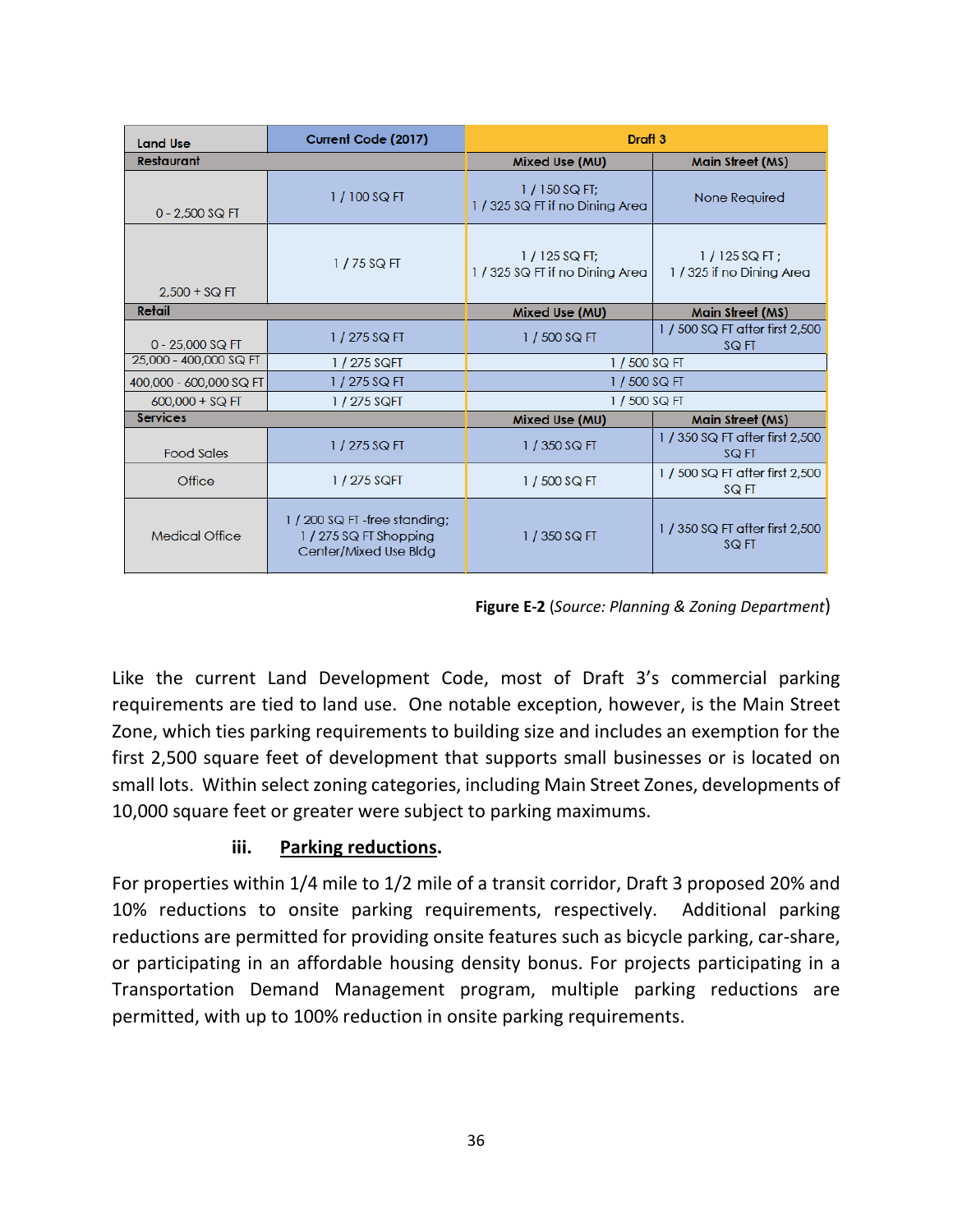| Land Use | Current Code (2017) | Draft 3 | |
|---|---|---|---|
| **Restaurant** | | Mixed Use (MU) | Main Street (MS) |
| 0 - 2,500 SQ FT | 1 / 100 SQ FT | 1 / 150 SQ FT; 1 / 325 SQ FT if no Dining Area | None Required |
| 2,500 + SQ FT | 1 / 75 SQ FT | 1 / 125 SQ FT; 1 / 325 SQ FT if no Dining Area | 1 / 125 SQ FT ; 1 / 325 if no Dining Area |
| **Retail** | | Mixed Use (MU) | Main Street (MS) |
| 0 - 25,000 SQ FT | 1 / 275 SQ FT | 1 / 500 SQ FT | 1 / 500 SQ FT after first 2,500 SQ FT |
| 25,000 - 400,000 SQ FT | 1 / 275 SQFT | 1 / 500 SQ FT | |
| 400,000 - 600,000 SQ FT | 1 / 275 SQ FT | 1 / 500 SQ FT | |
| 600,000 + SQ FT | 1 / 275 SQFT | 1 / 500 SQ FT | |
| **Services** | | Mixed Use (MU) | Main Street (MS) |
| Food Sales | 1 / 275 SQ FT | 1 / 350 SQ FT | 1 / 350 SQ FT after first 2,500 SQ FT |
| Office | 1 / 275 SQFT | 1 / 500 SQ FT | 1 / 500 SQ FT after first 2,500 SQ FT |
| Medical Office | 1 / 200 SQ FT -free standing; 1 / 275 SQ FT Shopping Center/Mixed Use Bldg | 1 / 350 SQ FT | 1 / 350 SQ FT after first 2,500 SQ FT |

**Figure E-2** (*Source: Planning & Zoning Department*)

Like the current Land Development Code, most of Draft 3's commercial parking requirements are tied to land use. One notable exception, however, is the Main Street Zone, which ties parking requirements to building size and includes an exemption for the first 2,500 square feet of development that supports small businesses or is located on small lots. Within select zoning categories, including Main Street Zones, developments of 10,000 square feet or greater were subject to parking maximums.

**iii. <u>Parking reductions</u>.**

For properties within 1/4 mile to 1/2 mile of a transit corridor, Draft 3 proposed 20% and 10% reductions to onsite parking requirements, respectively. Additional parking reductions are permitted for providing onsite features such as bicycle parking, car-share, or participating in an affordable housing density bonus. For projects participating in a Transportation Demand Management program, multiple parking reductions are permitted, with up to 100% reduction in onsite parking requirements.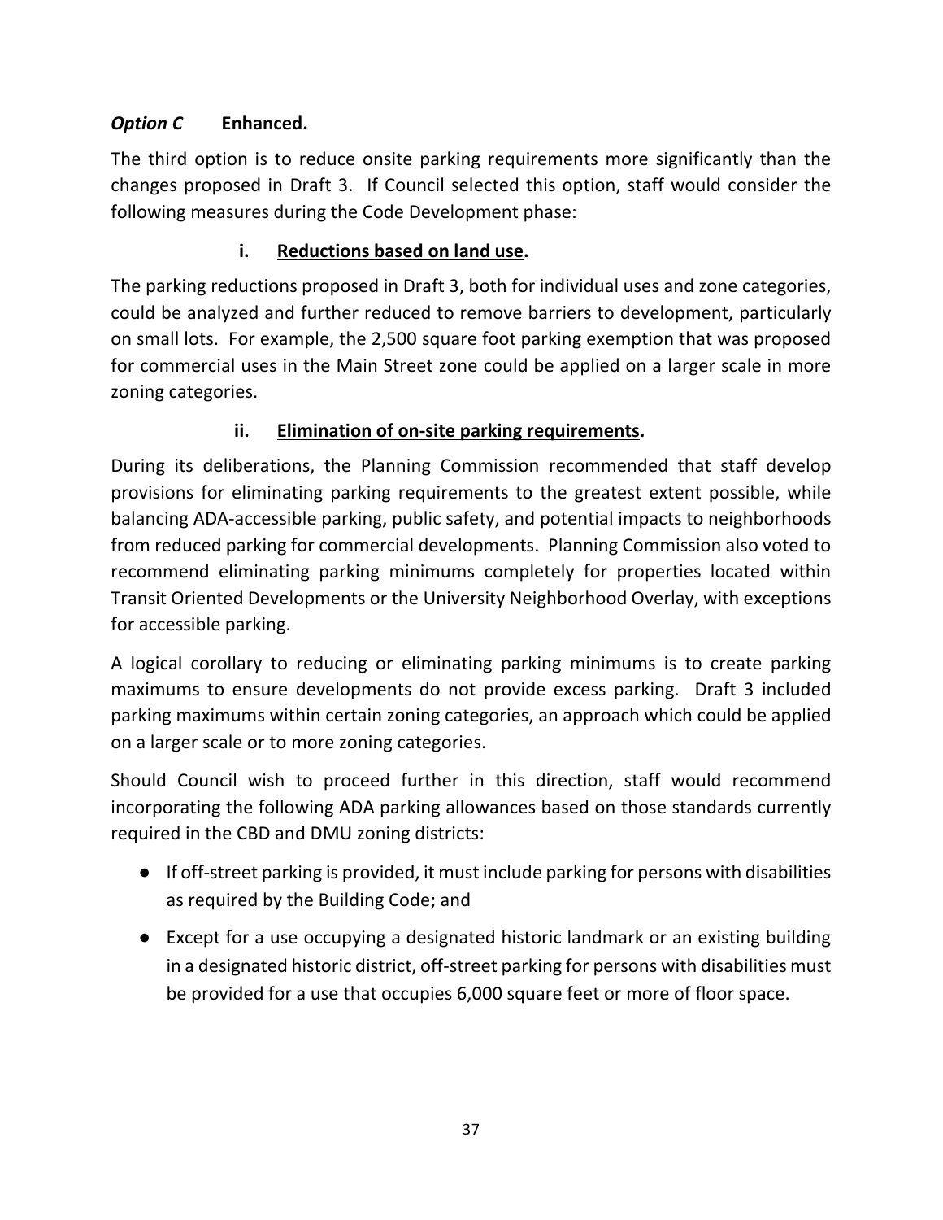### *Option C* **Enhanced.**

The third option is to reduce onsite parking requirements more significantly than the changes proposed in Draft 3. If Council selected this option, staff would consider the following measures during the Code Development phase:

#### i. <u>Reductions based on land use</u>.

The parking reductions proposed in Draft 3, both for individual uses and zone categories, could be analyzed and further reduced to remove barriers to development, particularly on small lots. For example, the 2,500 square foot parking exemption that was proposed for commercial uses in the Main Street zone could be applied on a larger scale in more zoning categories.

#### ii. <u>Elimination of on-site parking requirements</u>.

During its deliberations, the Planning Commission recommended that staff develop provisions for eliminating parking requirements to the greatest extent possible, while balancing ADA-accessible parking, public safety, and potential impacts to neighborhoods from reduced parking for commercial developments. Planning Commission also voted to recommend eliminating parking minimums completely for properties located within Transit Oriented Developments or the University Neighborhood Overlay, with exceptions for accessible parking.

A logical corollary to reducing or eliminating parking minimums is to create parking maximums to ensure developments do not provide excess parking. Draft 3 included parking maximums within certain zoning categories, an approach which could be applied on a larger scale or to more zoning categories.

Should Council wish to proceed further in this direction, staff would recommend incorporating the following ADA parking allowances based on those standards currently required in the CBD and DMU zoning districts:

- If off-street parking is provided, it must include parking for persons with disabilities as required by the Building Code; and
- Except for a use occupying a designated historic landmark or an existing building in a designated historic district, off-street parking for persons with disabilities must be provided for a use that occupies 6,000 square feet or more of floor space.